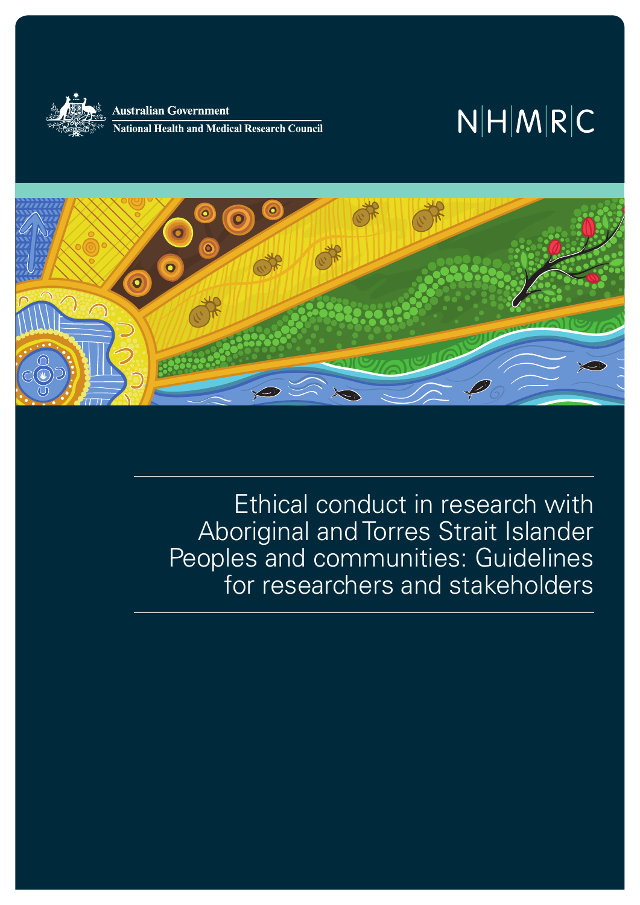Australian Government

National Health and Medical Research Council

NHMRC

# Ethical conduct in research with Aboriginal and Torres Strait Islander Peoples and communities: Guidelines for researchers and stakeholders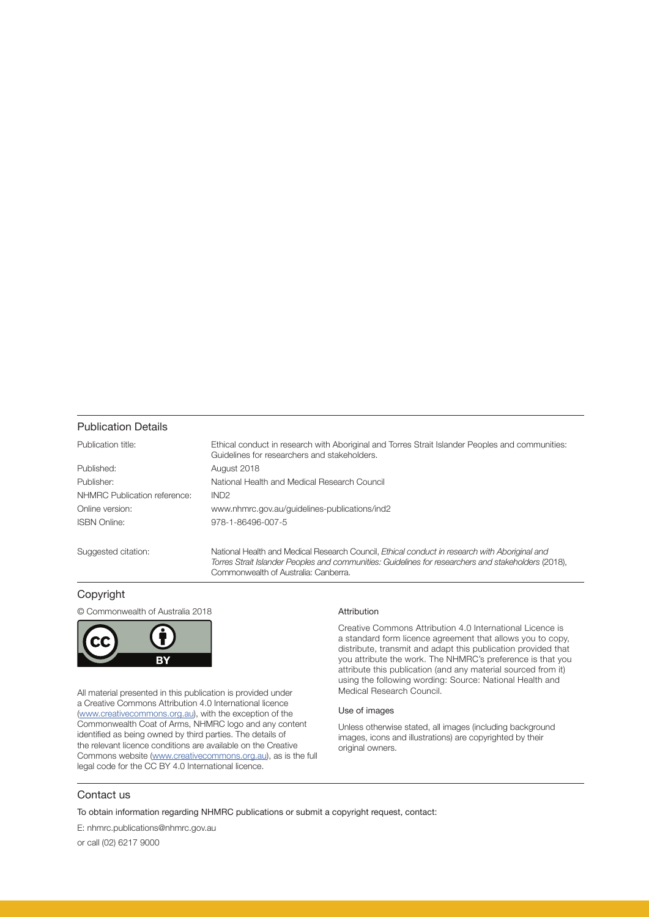## Publication Details

| | |
|---|---|
| Publication title: | Ethical conduct in research with Aboriginal and Torres Strait Islander Peoples and communities: Guidelines for researchers and stakeholders. |
| Published: | August 2018 |
| Publisher: | National Health and Medical Research Council |
| NHMRC Publication reference: | IND2 |
| Online version: | www.nhmrc.gov.au/guidelines-publications/ind2 |
| ISBN Online: | 978-1-86496-007-5 |
| Suggested citation: | National Health and Medical Research Council, *Ethical conduct in research with Aboriginal and Torres Strait Islander Peoples and communities: Guidelines for researchers and stakeholders* (2018), Commonwealth of Australia: Canberra. |

## Copyright

© Commonwealth of Australia 2018

All material presented in this publication is provided under a Creative Commons Attribution 4.0 International licence (www.creativecommons.org.au), with the exception of the Commonwealth Coat of Arms, NHMRC logo and any content identified as being owned by third parties. The details of the relevant licence conditions are available on the Creative Commons website (www.creativecommons.org.au), as is the full legal code for the CC BY 4.0 International licence.

### Attribution

Creative Commons Attribution 4.0 International Licence is a standard form licence agreement that allows you to copy, distribute, transmit and adapt this publication provided that you attribute the work. The NHMRC's preference is that you attribute this publication (and any material sourced from it) using the following wording: Source: National Health and Medical Research Council.

### Use of images

Unless otherwise stated, all images (including background images, icons and illustrations) are copyrighted by their original owners.

## Contact us

To obtain information regarding NHMRC publications or submit a copyright request, contact:

E: nhmrc.publications@nhmrc.gov.au

or call (02) 6217 9000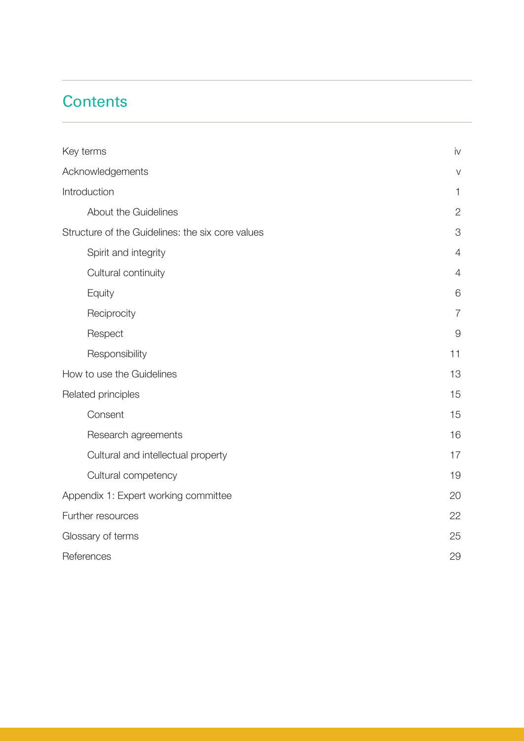## Contents

| | |
|---|---|
| Key terms | iv |
| Acknowledgements | v |
| Introduction | 1 |
| &nbsp;&nbsp;&nbsp;&nbsp;About the Guidelines | 2 |
| Structure of the Guidelines: the six core values | 3 |
| &nbsp;&nbsp;&nbsp;&nbsp;Spirit and integrity | 4 |
| &nbsp;&nbsp;&nbsp;&nbsp;Cultural continuity | 4 |
| &nbsp;&nbsp;&nbsp;&nbsp;Equity | 6 |
| &nbsp;&nbsp;&nbsp;&nbsp;Reciprocity | 7 |
| &nbsp;&nbsp;&nbsp;&nbsp;Respect | 9 |
| &nbsp;&nbsp;&nbsp;&nbsp;Responsibility | 11 |
| How to use the Guidelines | 13 |
| Related principles | 15 |
| &nbsp;&nbsp;&nbsp;&nbsp;Consent | 15 |
| &nbsp;&nbsp;&nbsp;&nbsp;Research agreements | 16 |
| &nbsp;&nbsp;&nbsp;&nbsp;Cultural and intellectual property | 17 |
| &nbsp;&nbsp;&nbsp;&nbsp;Cultural competency | 19 |
| Appendix 1: Expert working committee | 20 |
| Further resources | 22 |
| Glossary of terms | 25 |
| References | 29 |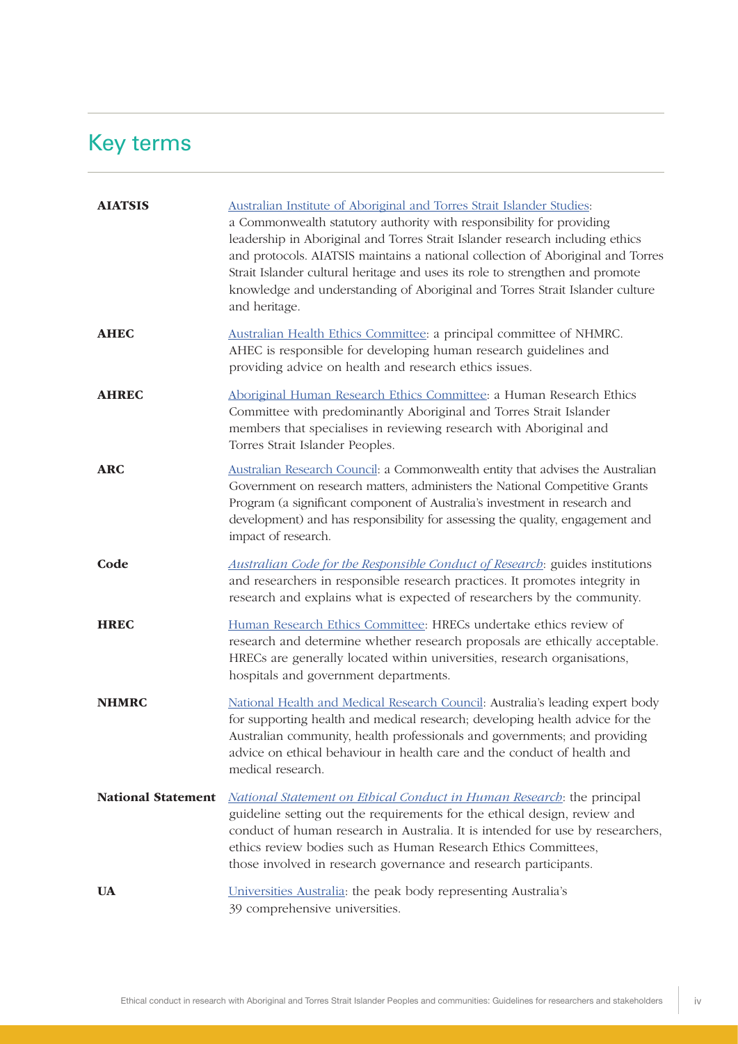# Key terms

| | |
|---|---|
| **AIATSIS** | Australian Institute of Aboriginal and Torres Strait Islander Studies: a Commonwealth statutory authority with responsibility for providing leadership in Aboriginal and Torres Strait Islander research including ethics and protocols. AIATSIS maintains a national collection of Aboriginal and Torres Strait Islander cultural heritage and uses its role to strengthen and promote knowledge and understanding of Aboriginal and Torres Strait Islander culture and heritage. |
| **AHEC** | Australian Health Ethics Committee: a principal committee of NHMRC. AHEC is responsible for developing human research guidelines and providing advice on health and research ethics issues. |
| **AHREC** | Aboriginal Human Research Ethics Committee: a Human Research Ethics Committee with predominantly Aboriginal and Torres Strait Islander members that specialises in reviewing research with Aboriginal and Torres Strait Islander Peoples. |
| **ARC** | Australian Research Council: a Commonwealth entity that advises the Australian Government on research matters, administers the National Competitive Grants Program (a significant component of Australia's investment in research and development) and has responsibility for assessing the quality, engagement and impact of research. |
| **Code** | *Australian Code for the Responsible Conduct of Research*: guides institutions and researchers in responsible research practices. It promotes integrity in research and explains what is expected of researchers by the community. |
| **HREC** | Human Research Ethics Committee: HRECs undertake ethics review of research and determine whether research proposals are ethically acceptable. HRECs are generally located within universities, research organisations, hospitals and government departments. |
| **NHMRC** | National Health and Medical Research Council: Australia's leading expert body for supporting health and medical research; developing health advice for the Australian community, health professionals and governments; and providing advice on ethical behaviour in health care and the conduct of health and medical research. |
| **National Statement** | *National Statement on Ethical Conduct in Human Research*: the principal guideline setting out the requirements for the ethical design, review and conduct of human research in Australia. It is intended for use by researchers, ethics review bodies such as Human Research Ethics Committees, those involved in research governance and research participants. |
| **UA** | Universities Australia: the peak body representing Australia's 39 comprehensive universities. |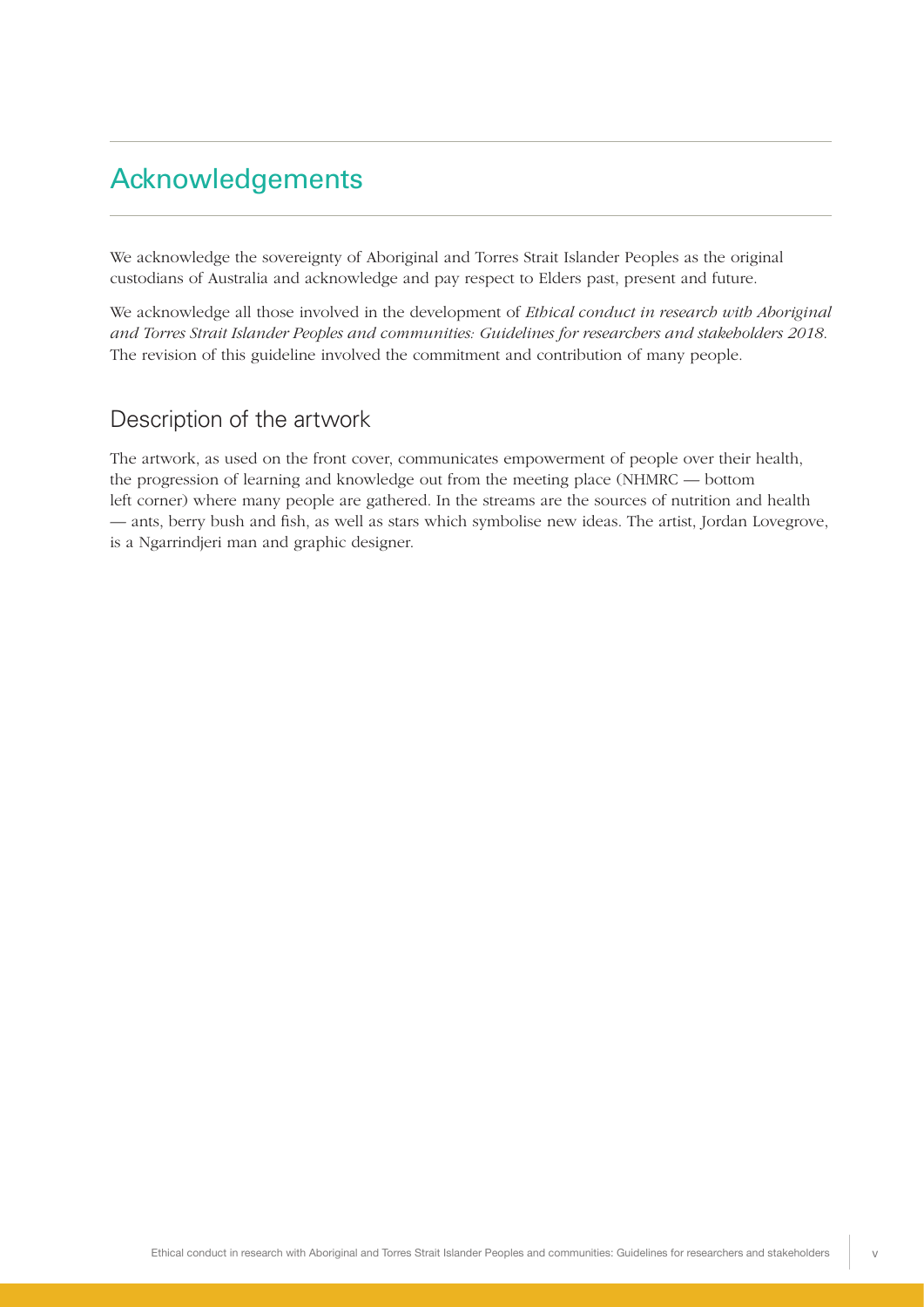# Acknowledgements

We acknowledge the sovereignty of Aboriginal and Torres Strait Islander Peoples as the original custodians of Australia and acknowledge and pay respect to Elders past, present and future.

We acknowledge all those involved in the development of *Ethical conduct in research with Aboriginal and Torres Strait Islander Peoples and communities: Guidelines for researchers and stakeholders 2018*. The revision of this guideline involved the commitment and contribution of many people.

## Description of the artwork

The artwork, as used on the front cover, communicates empowerment of people over their health, the progression of learning and knowledge out from the meeting place (NHMRC — bottom left corner) where many people are gathered. In the streams are the sources of nutrition and health — ants, berry bush and fish, as well as stars which symbolise new ideas. The artist, Jordan Lovegrove, is a Ngarrindjeri man and graphic designer.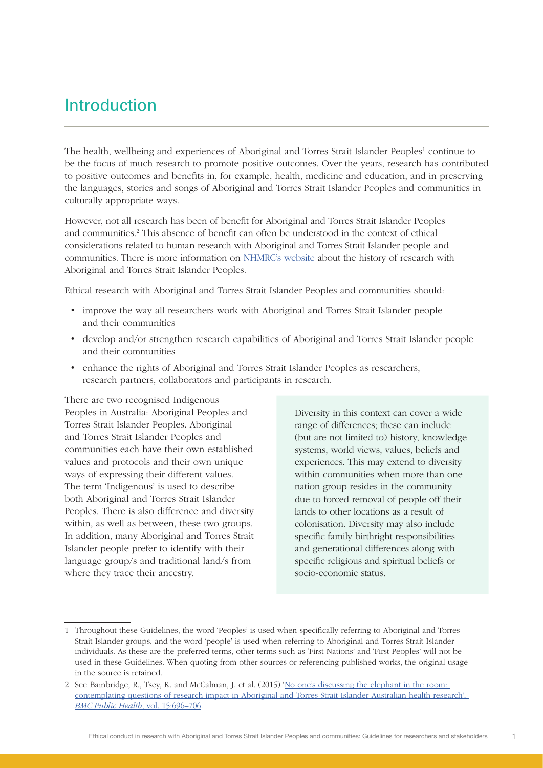# Introduction

The health, wellbeing and experiences of Aboriginal and Torres Strait Islander Peoples[1] continue to be the focus of much research to promote positive outcomes. Over the years, research has contributed to positive outcomes and benefits in, for example, health, medicine and education, and in preserving the languages, stories and songs of Aboriginal and Torres Strait Islander Peoples and communities in culturally appropriate ways.

However, not all research has been of benefit for Aboriginal and Torres Strait Islander Peoples and communities.[2] This absence of benefit can often be understood in the context of ethical considerations related to human research with Aboriginal and Torres Strait Islander people and communities. There is more information on NHMRC's website about the history of research with Aboriginal and Torres Strait Islander Peoples.

Ethical research with Aboriginal and Torres Strait Islander Peoples and communities should:

- improve the way all researchers work with Aboriginal and Torres Strait Islander people and their communities
- develop and/or strengthen research capabilities of Aboriginal and Torres Strait Islander people and their communities
- enhance the rights of Aboriginal and Torres Strait Islander Peoples as researchers, research partners, collaborators and participants in research.

There are two recognised Indigenous Peoples in Australia: Aboriginal Peoples and Torres Strait Islander Peoples. Aboriginal and Torres Strait Islander Peoples and communities each have their own established values and protocols and their own unique ways of expressing their different values. The term 'Indigenous' is used to describe both Aboriginal and Torres Strait Islander Peoples. There is also difference and diversity within, as well as between, these two groups. In addition, many Aboriginal and Torres Strait Islander people prefer to identify with their language group/s and traditional land/s from where they trace their ancestry.

Diversity in this context can cover a wide range of differences; these can include (but are not limited to) history, knowledge systems, world views, values, beliefs and experiences. This may extend to diversity within communities when more than one nation group resides in the community due to forced removal of people off their lands to other locations as a result of colonisation. Diversity may also include specific family birthright responsibilities and generational differences along with specific religious and spiritual beliefs or socio-economic status.

---

1 Throughout these Guidelines, the word 'Peoples' is used when specifically referring to Aboriginal and Torres Strait Islander groups, and the word 'people' is used when referring to Aboriginal and Torres Strait Islander individuals. As these are the preferred terms, other terms such as 'First Nations' and 'First Peoples' will not be used in these Guidelines. When quoting from other sources or referencing published works, the original usage in the source is retained.

2 See Bainbridge, R., Tsey, K. and McCalman, J. et al. (2015) 'No one's discussing the elephant in the room: contemplating questions of research impact in Aboriginal and Torres Strait Islander Australian health research', *BMC Public Health*, vol. 15:696–706.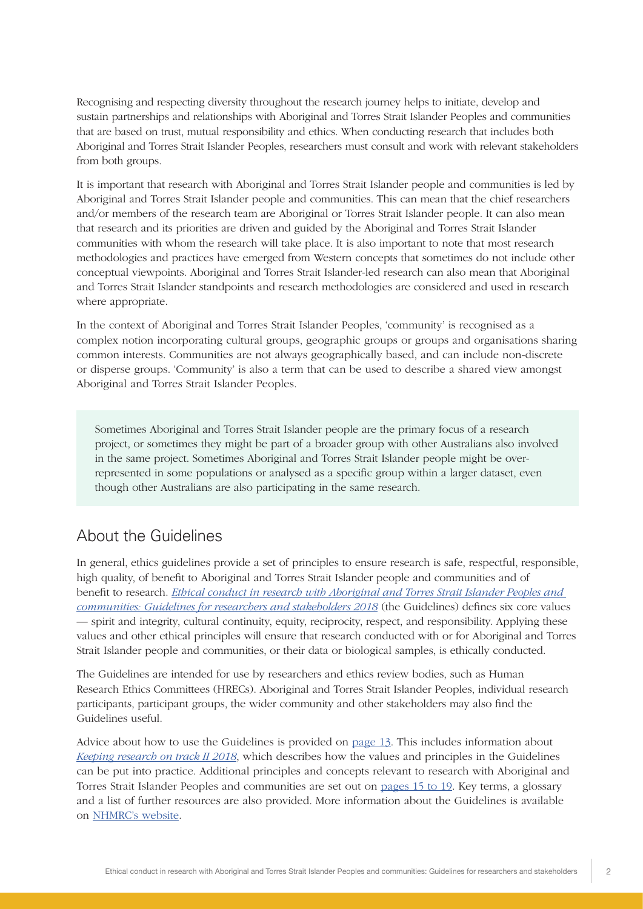Recognising and respecting diversity throughout the research journey helps to initiate, develop and sustain partnerships and relationships with Aboriginal and Torres Strait Islander Peoples and communities that are based on trust, mutual responsibility and ethics. When conducting research that includes both Aboriginal and Torres Strait Islander Peoples, researchers must consult and work with relevant stakeholders from both groups.

It is important that research with Aboriginal and Torres Strait Islander people and communities is led by Aboriginal and Torres Strait Islander people and communities. This can mean that the chief researchers and/or members of the research team are Aboriginal or Torres Strait Islander people. It can also mean that research and its priorities are driven and guided by the Aboriginal and Torres Strait Islander communities with whom the research will take place. It is also important to note that most research methodologies and practices have emerged from Western concepts that sometimes do not include other conceptual viewpoints. Aboriginal and Torres Strait Islander-led research can also mean that Aboriginal and Torres Strait Islander standpoints and research methodologies are considered and used in research where appropriate.

In the context of Aboriginal and Torres Strait Islander Peoples, 'community' is recognised as a complex notion incorporating cultural groups, geographic groups or groups and organisations sharing common interests. Communities are not always geographically based, and can include non-discrete or disperse groups. 'Community' is also a term that can be used to describe a shared view amongst Aboriginal and Torres Strait Islander Peoples.

> Sometimes Aboriginal and Torres Strait Islander people are the primary focus of a research project, or sometimes they might be part of a broader group with other Australians also involved in the same project. Sometimes Aboriginal and Torres Strait Islander people might be over-represented in some populations or analysed as a specific group within a larger dataset, even though other Australians are also participating in the same research.

## About the Guidelines

In general, ethics guidelines provide a set of principles to ensure research is safe, respectful, responsible, high quality, of benefit to Aboriginal and Torres Strait Islander people and communities and of benefit to research. *Ethical conduct in research with Aboriginal and Torres Strait Islander Peoples and communities: Guidelines for researchers and stakeholders 2018* (the Guidelines) defines six core values — spirit and integrity, cultural continuity, equity, reciprocity, respect, and responsibility. Applying these values and other ethical principles will ensure that research conducted with or for Aboriginal and Torres Strait Islander people and communities, or their data or biological samples, is ethically conducted.

The Guidelines are intended for use by researchers and ethics review bodies, such as Human Research Ethics Committees (HRECs). Aboriginal and Torres Strait Islander Peoples, individual research participants, participant groups, the wider community and other stakeholders may also find the Guidelines useful.

Advice about how to use the Guidelines is provided on page 13. This includes information about *Keeping research on track II 2018*, which describes how the values and principles in the Guidelines can be put into practice. Additional principles and concepts relevant to research with Aboriginal and Torres Strait Islander Peoples and communities are set out on pages 15 to 19. Key terms, a glossary and a list of further resources are also provided. More information about the Guidelines is available on NHMRC's website.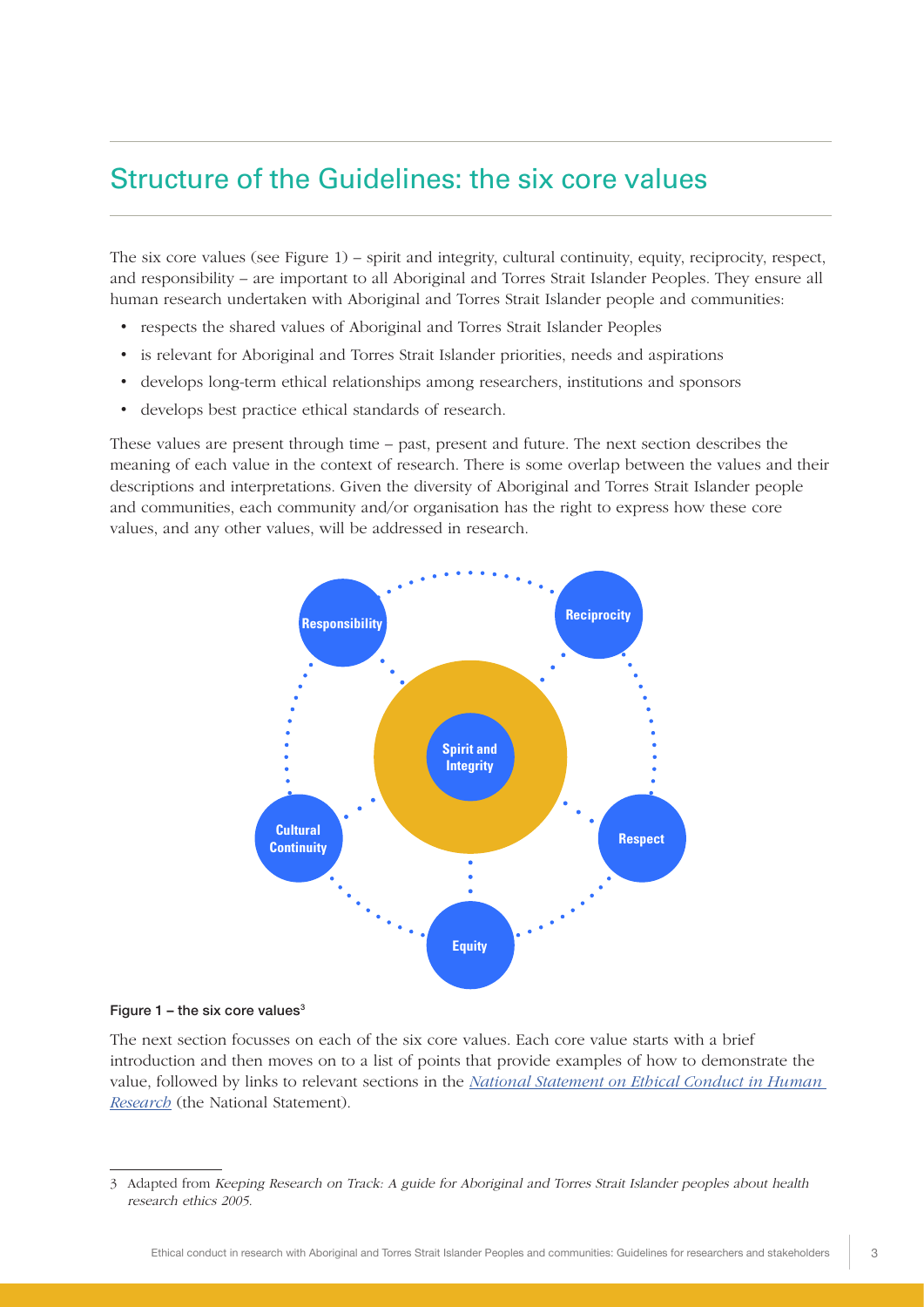## Structure of the Guidelines: the six core values

The six core values (see Figure 1) – spirit and integrity, cultural continuity, equity, reciprocity, respect, and responsibility – are important to all Aboriginal and Torres Strait Islander Peoples. They ensure all human research undertaken with Aboriginal and Torres Strait Islander people and communities:

- respects the shared values of Aboriginal and Torres Strait Islander Peoples
- is relevant for Aboriginal and Torres Strait Islander priorities, needs and aspirations
- develops long-term ethical relationships among researchers, institutions and sponsors
- develops best practice ethical standards of research.

These values are present through time – past, present and future. The next section describes the meaning of each value in the context of research. There is some overlap between the values and their descriptions and interpretations. Given the diversity of Aboriginal and Torres Strait Islander people and communities, each community and/or organisation has the right to express how these core values, and any other values, will be addressed in research.

Responsibility

Reciprocity

Spirit and Integrity

Cultural Continuity

Respect

Equity

**Figure 1 – the six core values**[3]

The next section focusses on each of the six core values. Each core value starts with a brief introduction and then moves on to a list of points that provide examples of how to demonstrate the value, followed by links to relevant sections in the *National Statement on Ethical Conduct in Human Research* (the National Statement).

---

3 Adapted from *Keeping Research on Track: A guide for Aboriginal and Torres Strait Islander peoples about health research ethics 2005*.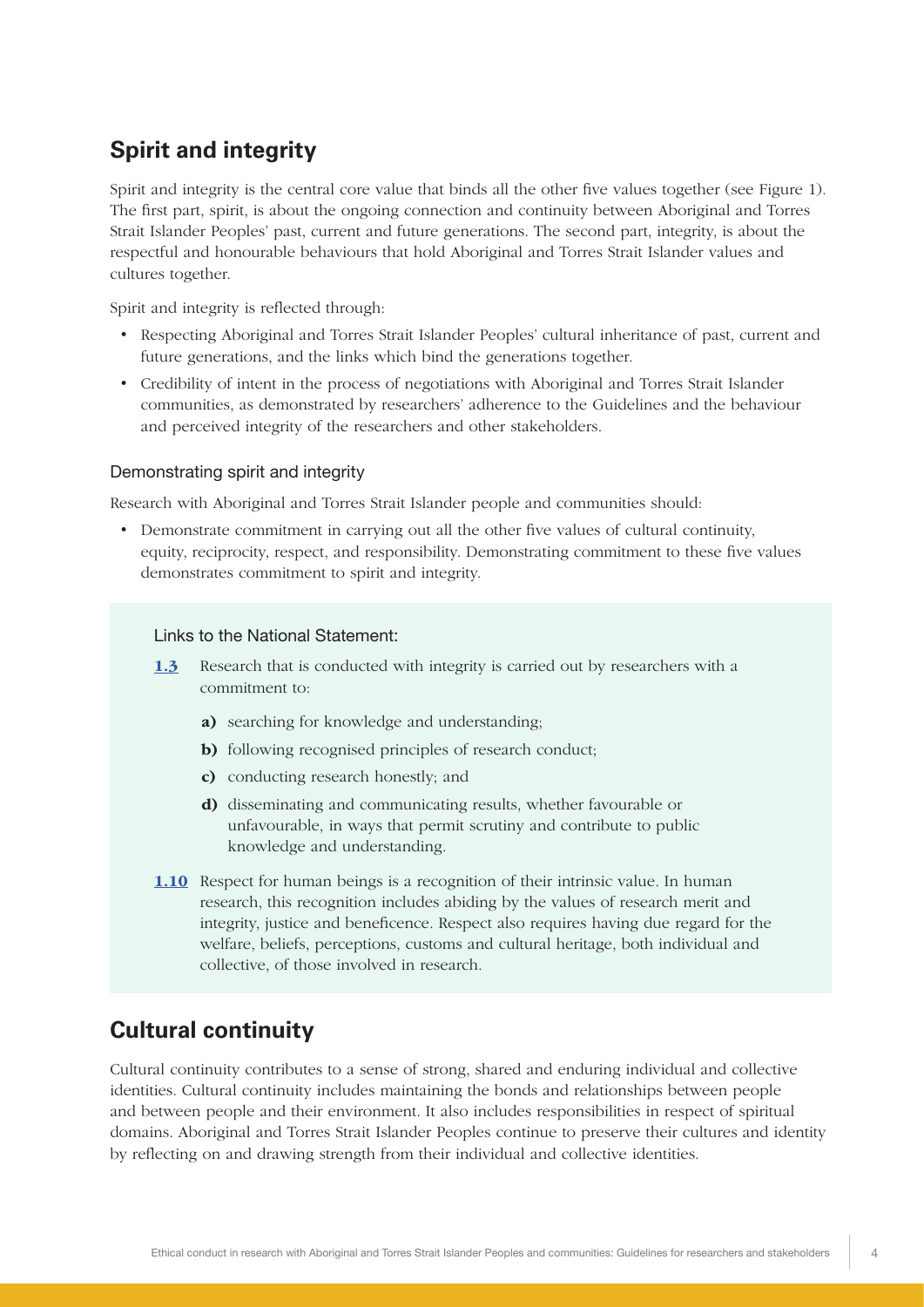## Spirit and integrity

Spirit and integrity is the central core value that binds all the other five values together (see Figure 1). The first part, spirit, is about the ongoing connection and continuity between Aboriginal and Torres Strait Islander Peoples' past, current and future generations. The second part, integrity, is about the respectful and honourable behaviours that hold Aboriginal and Torres Strait Islander values and cultures together.

Spirit and integrity is reflected through:

- Respecting Aboriginal and Torres Strait Islander Peoples' cultural inheritance of past, current and future generations, and the links which bind the generations together.
- Credibility of intent in the process of negotiations with Aboriginal and Torres Strait Islander communities, as demonstrated by researchers' adherence to the Guidelines and the behaviour and perceived integrity of the researchers and other stakeholders.

### Demonstrating spirit and integrity

Research with Aboriginal and Torres Strait Islander people and communities should:

- Demonstrate commitment in carrying out all the other five values of cultural continuity, equity, reciprocity, respect, and responsibility. Demonstrating commitment to these five values demonstrates commitment to spirit and integrity.

#### Links to the National Statement:

**1.3** Research that is conducted with integrity is carried out by researchers with a commitment to:

- **a)** searching for knowledge and understanding;
- **b)** following recognised principles of research conduct;
- **c)** conducting research honestly; and
- **d)** disseminating and communicating results, whether favourable or unfavourable, in ways that permit scrutiny and contribute to public knowledge and understanding.

**1.10** Respect for human beings is a recognition of their intrinsic value. In human research, this recognition includes abiding by the values of research merit and integrity, justice and beneficence. Respect also requires having due regard for the welfare, beliefs, perceptions, customs and cultural heritage, both individual and collective, of those involved in research.

## Cultural continuity

Cultural continuity contributes to a sense of strong, shared and enduring individual and collective identities. Cultural continuity includes maintaining the bonds and relationships between people and between people and their environment. It also includes responsibilities in respect of spiritual domains. Aboriginal and Torres Strait Islander Peoples continue to preserve their cultures and identity by reflecting on and drawing strength from their individual and collective identities.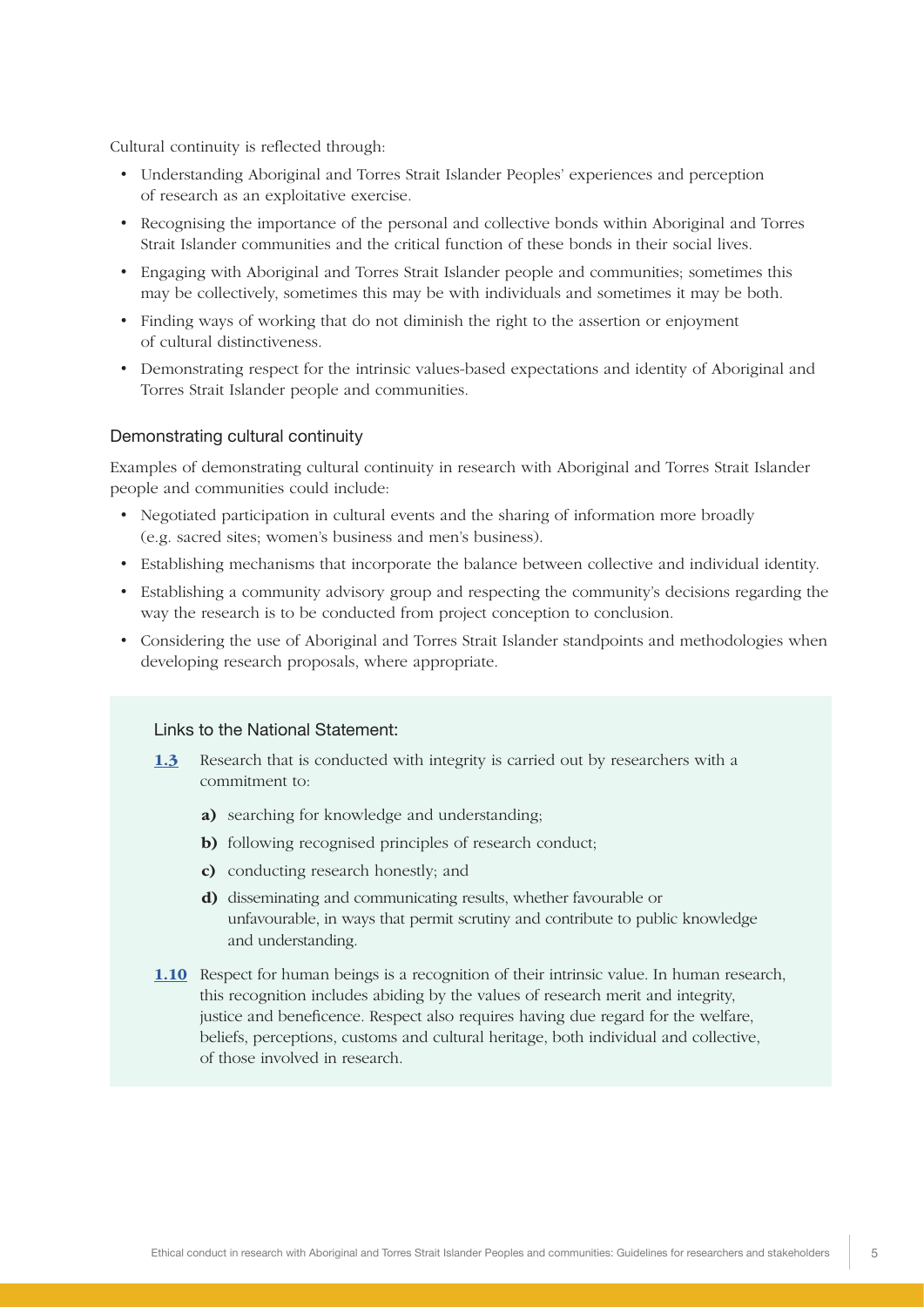Cultural continuity is reflected through:

- Understanding Aboriginal and Torres Strait Islander Peoples' experiences and perception of research as an exploitative exercise.
- Recognising the importance of the personal and collective bonds within Aboriginal and Torres Strait Islander communities and the critical function of these bonds in their social lives.
- Engaging with Aboriginal and Torres Strait Islander people and communities; sometimes this may be collectively, sometimes this may be with individuals and sometimes it may be both.
- Finding ways of working that do not diminish the right to the assertion or enjoyment of cultural distinctiveness.
- Demonstrating respect for the intrinsic values-based expectations and identity of Aboriginal and Torres Strait Islander people and communities.

### Demonstrating cultural continuity

Examples of demonstrating cultural continuity in research with Aboriginal and Torres Strait Islander people and communities could include:

- Negotiated participation in cultural events and the sharing of information more broadly (e.g. sacred sites; women's business and men's business).
- Establishing mechanisms that incorporate the balance between collective and individual identity.
- Establishing a community advisory group and respecting the community's decisions regarding the way the research is to be conducted from project conception to conclusion.
- Considering the use of Aboriginal and Torres Strait Islander standpoints and methodologies when developing research proposals, where appropriate.

#### Links to the National Statement:

**1.3** Research that is conducted with integrity is carried out by researchers with a commitment to:

- **a)** searching for knowledge and understanding;
- **b)** following recognised principles of research conduct;
- **c)** conducting research honestly; and
- **d)** disseminating and communicating results, whether favourable or unfavourable, in ways that permit scrutiny and contribute to public knowledge and understanding.

**1.10** Respect for human beings is a recognition of their intrinsic value. In human research, this recognition includes abiding by the values of research merit and integrity, justice and beneficence. Respect also requires having due regard for the welfare, beliefs, perceptions, customs and cultural heritage, both individual and collective, of those involved in research.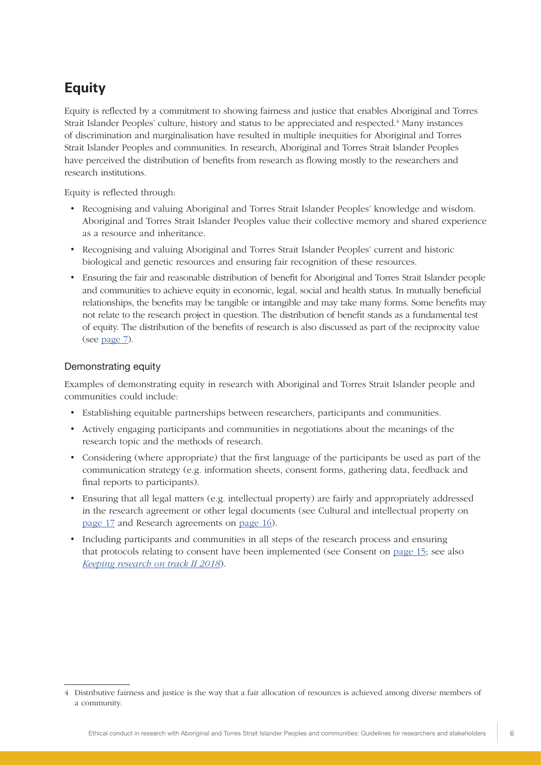## Equity

Equity is reflected by a commitment to showing fairness and justice that enables Aboriginal and Torres Strait Islander Peoples' culture, history and status to be appreciated and respected.[4] Many instances of discrimination and marginalisation have resulted in multiple inequities for Aboriginal and Torres Strait Islander Peoples and communities. In research, Aboriginal and Torres Strait Islander Peoples have perceived the distribution of benefits from research as flowing mostly to the researchers and research institutions.

Equity is reflected through:

- Recognising and valuing Aboriginal and Torres Strait Islander Peoples' knowledge and wisdom. Aboriginal and Torres Strait Islander Peoples value their collective memory and shared experience as a resource and inheritance.
- Recognising and valuing Aboriginal and Torres Strait Islander Peoples' current and historic biological and genetic resources and ensuring fair recognition of these resources.
- Ensuring the fair and reasonable distribution of benefit for Aboriginal and Torres Strait Islander people and communities to achieve equity in economic, legal, social and health status. In mutually beneficial relationships, the benefits may be tangible or intangible and may take many forms. Some benefits may not relate to the research project in question. The distribution of benefit stands as a fundamental test of equity. The distribution of the benefits of research is also discussed as part of the reciprocity value (see page 7).

### Demonstrating equity

Examples of demonstrating equity in research with Aboriginal and Torres Strait Islander people and communities could include:

- Establishing equitable partnerships between researchers, participants and communities.
- Actively engaging participants and communities in negotiations about the meanings of the research topic and the methods of research.
- Considering (where appropriate) that the first language of the participants be used as part of the communication strategy (e.g. information sheets, consent forms, gathering data, feedback and final reports to participants).
- Ensuring that all legal matters (e.g. intellectual property) are fairly and appropriately addressed in the research agreement or other legal documents (see Cultural and intellectual property on page 17 and Research agreements on page 16).
- Including participants and communities in all steps of the research process and ensuring that protocols relating to consent have been implemented (see Consent on page 15; see also *Keeping research on track II 2018*).

---

[4] Distributive fairness and justice is the way that a fair allocation of resources is achieved among diverse members of a community.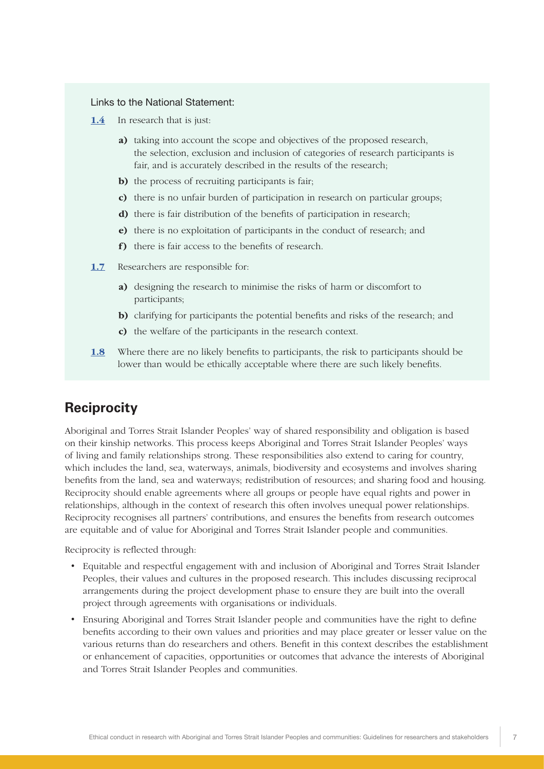Links to the National Statement:

**1.4** In research that is just:

- **a)** taking into account the scope and objectives of the proposed research, the selection, exclusion and inclusion of categories of research participants is fair, and is accurately described in the results of the research;
- **b)** the process of recruiting participants is fair;
- **c)** there is no unfair burden of participation in research on particular groups;
- **d)** there is fair distribution of the benefits of participation in research;
- **e)** there is no exploitation of participants in the conduct of research; and
- **f)** there is fair access to the benefits of research.

**1.7** Researchers are responsible for:

- **a)** designing the research to minimise the risks of harm or discomfort to participants;
- **b)** clarifying for participants the potential benefits and risks of the research; and
- **c)** the welfare of the participants in the research context.

**1.8** Where there are no likely benefits to participants, the risk to participants should be lower than would be ethically acceptable where there are such likely benefits.

## Reciprocity

Aboriginal and Torres Strait Islander Peoples' way of shared responsibility and obligation is based on their kinship networks. This process keeps Aboriginal and Torres Strait Islander Peoples' ways of living and family relationships strong. These responsibilities also extend to caring for country, which includes the land, sea, waterways, animals, biodiversity and ecosystems and involves sharing benefits from the land, sea and waterways; redistribution of resources; and sharing food and housing. Reciprocity should enable agreements where all groups or people have equal rights and power in relationships, although in the context of research this often involves unequal power relationships. Reciprocity recognises all partners' contributions, and ensures the benefits from research outcomes are equitable and of value for Aboriginal and Torres Strait Islander people and communities.

Reciprocity is reflected through:

- Equitable and respectful engagement with and inclusion of Aboriginal and Torres Strait Islander Peoples, their values and cultures in the proposed research. This includes discussing reciprocal arrangements during the project development phase to ensure they are built into the overall project through agreements with organisations or individuals.
- Ensuring Aboriginal and Torres Strait Islander people and communities have the right to define benefits according to their own values and priorities and may place greater or lesser value on the various returns than do researchers and others. Benefit in this context describes the establishment or enhancement of capacities, opportunities or outcomes that advance the interests of Aboriginal and Torres Strait Islander Peoples and communities.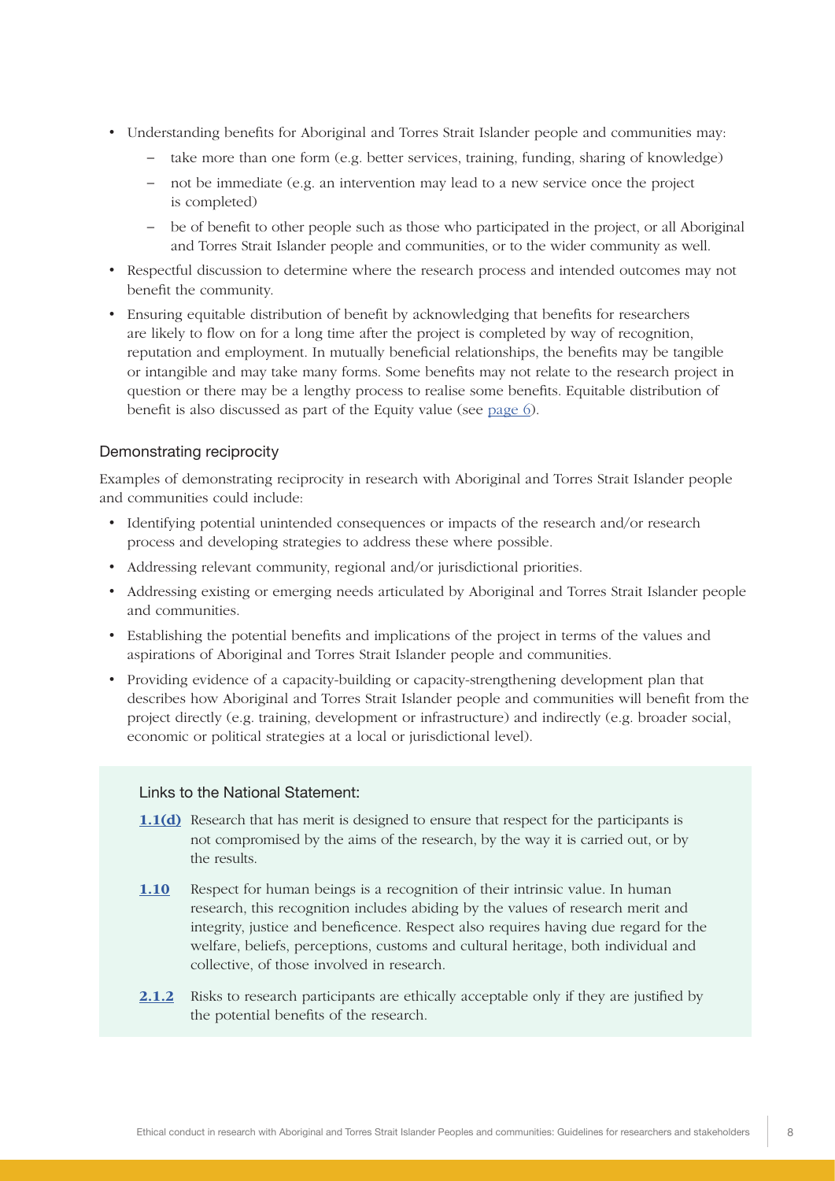- Understanding benefits for Aboriginal and Torres Strait Islander people and communities may:
  - take more than one form (e.g. better services, training, funding, sharing of knowledge)
  - not be immediate (e.g. an intervention may lead to a new service once the project is completed)
  - be of benefit to other people such as those who participated in the project, or all Aboriginal and Torres Strait Islander people and communities, or to the wider community as well.
- Respectful discussion to determine where the research process and intended outcomes may not benefit the community.
- Ensuring equitable distribution of benefit by acknowledging that benefits for researchers are likely to flow on for a long time after the project is completed by way of recognition, reputation and employment. In mutually beneficial relationships, the benefits may be tangible or intangible and may take many forms. Some benefits may not relate to the research project in question or there may be a lengthy process to realise some benefits. Equitable distribution of benefit is also discussed as part of the Equity value (see page 6).

### Demonstrating reciprocity

Examples of demonstrating reciprocity in research with Aboriginal and Torres Strait Islander people and communities could include:

- Identifying potential unintended consequences or impacts of the research and/or research process and developing strategies to address these where possible.
- Addressing relevant community, regional and/or jurisdictional priorities.
- Addressing existing or emerging needs articulated by Aboriginal and Torres Strait Islander people and communities.
- Establishing the potential benefits and implications of the project in terms of the values and aspirations of Aboriginal and Torres Strait Islander people and communities.
- Providing evidence of a capacity-building or capacity-strengthening development plan that describes how Aboriginal and Torres Strait Islander people and communities will benefit from the project directly (e.g. training, development or infrastructure) and indirectly (e.g. broader social, economic or political strategies at a local or jurisdictional level).

#### Links to the National Statement:

**1.1(d)** Research that has merit is designed to ensure that respect for the participants is not compromised by the aims of the research, by the way it is carried out, or by the results.

**1.10** Respect for human beings is a recognition of their intrinsic value. In human research, this recognition includes abiding by the values of research merit and integrity, justice and beneficence. Respect also requires having due regard for the welfare, beliefs, perceptions, customs and cultural heritage, both individual and collective, of those involved in research.

**2.1.2** Risks to research participants are ethically acceptable only if they are justified by the potential benefits of the research.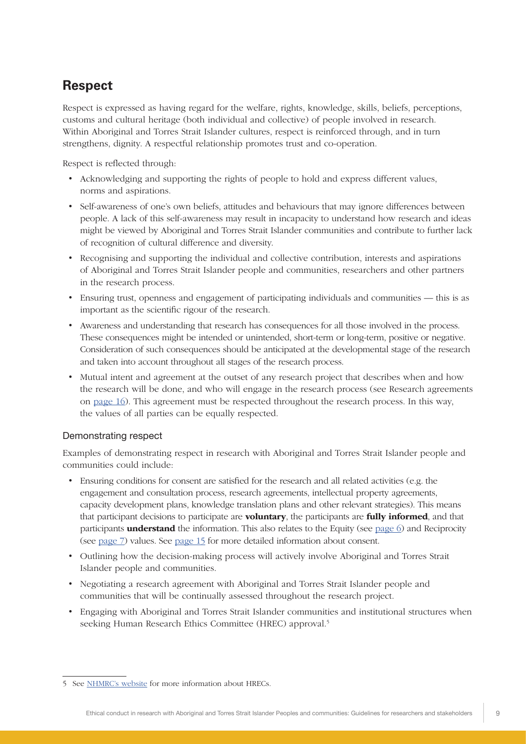## Respect

Respect is expressed as having regard for the welfare, rights, knowledge, skills, beliefs, perceptions, customs and cultural heritage (both individual and collective) of people involved in research. Within Aboriginal and Torres Strait Islander cultures, respect is reinforced through, and in turn strengthens, dignity. A respectful relationship promotes trust and co-operation.

Respect is reflected through:

- Acknowledging and supporting the rights of people to hold and express different values, norms and aspirations.
- Self-awareness of one's own beliefs, attitudes and behaviours that may ignore differences between people. A lack of this self-awareness may result in incapacity to understand how research and ideas might be viewed by Aboriginal and Torres Strait Islander communities and contribute to further lack of recognition of cultural difference and diversity.
- Recognising and supporting the individual and collective contribution, interests and aspirations of Aboriginal and Torres Strait Islander people and communities, researchers and other partners in the research process.
- Ensuring trust, openness and engagement of participating individuals and communities — this is as important as the scientific rigour of the research.
- Awareness and understanding that research has consequences for all those involved in the process. These consequences might be intended or unintended, short-term or long-term, positive or negative. Consideration of such consequences should be anticipated at the developmental stage of the research and taken into account throughout all stages of the research process.
- Mutual intent and agreement at the outset of any research project that describes when and how the research will be done, and who will engage in the research process (see Research agreements on page 16). This agreement must be respected throughout the research process. In this way, the values of all parties can be equally respected.

### Demonstrating respect

Examples of demonstrating respect in research with Aboriginal and Torres Strait Islander people and communities could include:

- Ensuring conditions for consent are satisfied for the research and all related activities (e.g. the engagement and consultation process, research agreements, intellectual property agreements, capacity development plans, knowledge translation plans and other relevant strategies). This means that participant decisions to participate are **voluntary**, the participants are **fully informed**, and that participants **understand** the information. This also relates to the Equity (see page 6) and Reciprocity (see page 7) values. See page 15 for more detailed information about consent.
- Outlining how the decision-making process will actively involve Aboriginal and Torres Strait Islander people and communities.
- Negotiating a research agreement with Aboriginal and Torres Strait Islander people and communities that will be continually assessed throughout the research project.
- Engaging with Aboriginal and Torres Strait Islander communities and institutional structures when seeking Human Research Ethics Committee (HREC) approval.[5]

---

5 See NHMRC's website for more information about HRECs.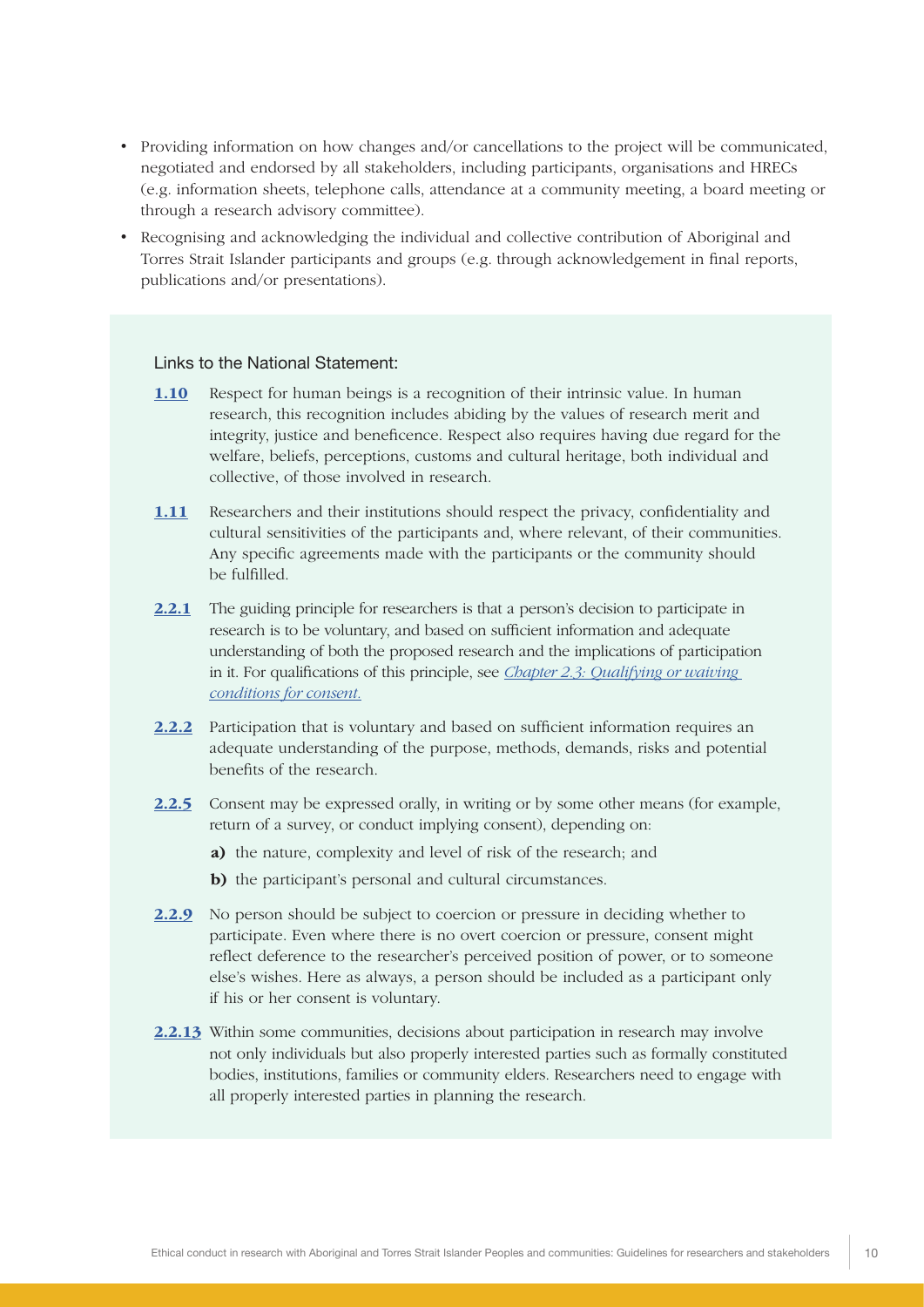- Providing information on how changes and/or cancellations to the project will be communicated, negotiated and endorsed by all stakeholders, including participants, organisations and HRECs (e.g. information sheets, telephone calls, attendance at a community meeting, a board meeting or through a research advisory committee).
- Recognising and acknowledging the individual and collective contribution of Aboriginal and Torres Strait Islander participants and groups (e.g. through acknowledgement in final reports, publications and/or presentations).

Links to the National Statement:

**1.10** Respect for human beings is a recognition of their intrinsic value. In human research, this recognition includes abiding by the values of research merit and integrity, justice and beneficence. Respect also requires having due regard for the welfare, beliefs, perceptions, customs and cultural heritage, both individual and collective, of those involved in research.

**1.11** Researchers and their institutions should respect the privacy, confidentiality and cultural sensitivities of the participants and, where relevant, of their communities. Any specific agreements made with the participants or the community should be fulfilled.

**2.2.1** The guiding principle for researchers is that a person's decision to participate in research is to be voluntary, and based on sufficient information and adequate understanding of both the proposed research and the implications of participation in it. For qualifications of this principle, see *Chapter 2.3: Qualifying or waiving conditions for consent.*

**2.2.2** Participation that is voluntary and based on sufficient information requires an adequate understanding of the purpose, methods, demands, risks and potential benefits of the research.

**2.2.5** Consent may be expressed orally, in writing or by some other means (for example, return of a survey, or conduct implying consent), depending on:

**a)** the nature, complexity and level of risk of the research; and

**b)** the participant's personal and cultural circumstances.

**2.2.9** No person should be subject to coercion or pressure in deciding whether to participate. Even where there is no overt coercion or pressure, consent might reflect deference to the researcher's perceived position of power, or to someone else's wishes. Here as always, a person should be included as a participant only if his or her consent is voluntary.

**2.2.13** Within some communities, decisions about participation in research may involve not only individuals but also properly interested parties such as formally constituted bodies, institutions, families or community elders. Researchers need to engage with all properly interested parties in planning the research.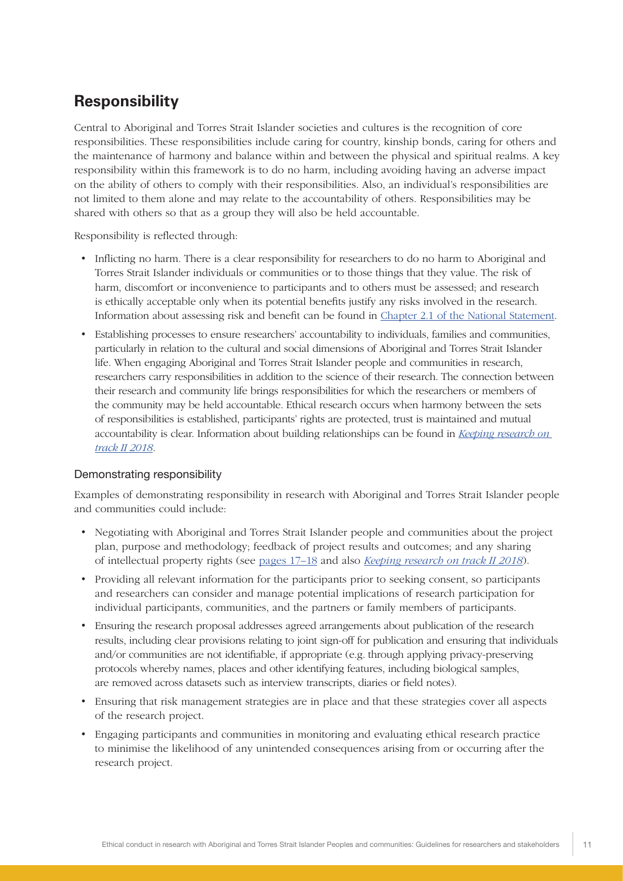## Responsibility

Central to Aboriginal and Torres Strait Islander societies and cultures is the recognition of core responsibilities. These responsibilities include caring for country, kinship bonds, caring for others and the maintenance of harmony and balance within and between the physical and spiritual realms. A key responsibility within this framework is to do no harm, including avoiding having an adverse impact on the ability of others to comply with their responsibilities. Also, an individual's responsibilities are not limited to them alone and may relate to the accountability of others. Responsibilities may be shared with others so that as a group they will also be held accountable.

Responsibility is reflected through:

- Inflicting no harm. There is a clear responsibility for researchers to do no harm to Aboriginal and Torres Strait Islander individuals or communities or to those things that they value. The risk of harm, discomfort or inconvenience to participants and to others must be assessed; and research is ethically acceptable only when its potential benefits justify any risks involved in the research. Information about assessing risk and benefit can be found in Chapter 2.1 of the National Statement.
- Establishing processes to ensure researchers' accountability to individuals, families and communities, particularly in relation to the cultural and social dimensions of Aboriginal and Torres Strait Islander life. When engaging Aboriginal and Torres Strait Islander people and communities in research, researchers carry responsibilities in addition to the science of their research. The connection between their research and community life brings responsibilities for which the researchers or members of the community may be held accountable. Ethical research occurs when harmony between the sets of responsibilities is established, participants' rights are protected, trust is maintained and mutual accountability is clear. Information about building relationships can be found in *Keeping research on track II 2018*.

### Demonstrating responsibility

Examples of demonstrating responsibility in research with Aboriginal and Torres Strait Islander people and communities could include:

- Negotiating with Aboriginal and Torres Strait Islander people and communities about the project plan, purpose and methodology; feedback of project results and outcomes; and any sharing of intellectual property rights (see pages 17–18 and also *Keeping research on track II 2018*).
- Providing all relevant information for the participants prior to seeking consent, so participants and researchers can consider and manage potential implications of research participation for individual participants, communities, and the partners or family members of participants.
- Ensuring the research proposal addresses agreed arrangements about publication of the research results, including clear provisions relating to joint sign-off for publication and ensuring that individuals and/or communities are not identifiable, if appropriate (e.g. through applying privacy-preserving protocols whereby names, places and other identifying features, including biological samples, are removed across datasets such as interview transcripts, diaries or field notes).
- Ensuring that risk management strategies are in place and that these strategies cover all aspects of the research project.
- Engaging participants and communities in monitoring and evaluating ethical research practice to minimise the likelihood of any unintended consequences arising from or occurring after the research project.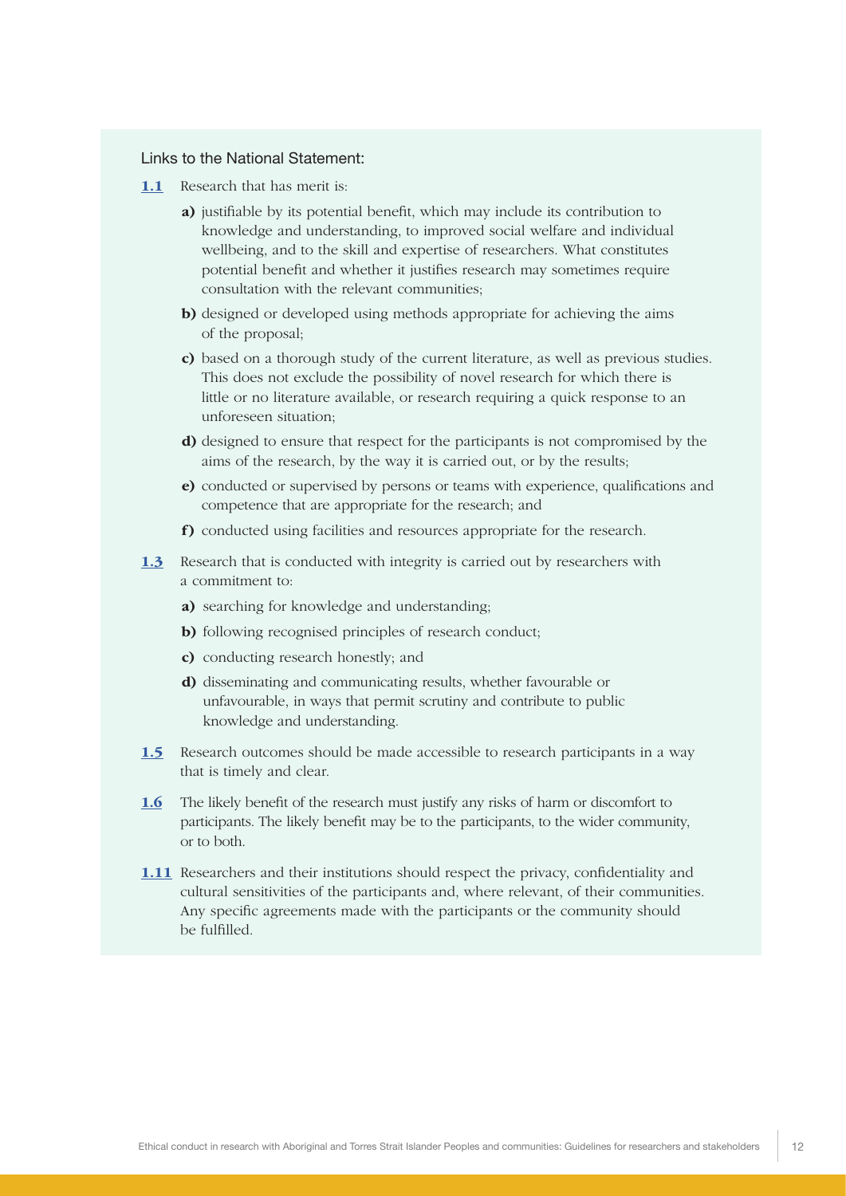Links to the National Statement:

**1.1** Research that has merit is:

**a)** justifiable by its potential benefit, which may include its contribution to knowledge and understanding, to improved social welfare and individual wellbeing, and to the skill and expertise of researchers. What constitutes potential benefit and whether it justifies research may sometimes require consultation with the relevant communities;

**b)** designed or developed using methods appropriate for achieving the aims of the proposal;

**c)** based on a thorough study of the current literature, as well as previous studies. This does not exclude the possibility of novel research for which there is little or no literature available, or research requiring a quick response to an unforeseen situation;

**d)** designed to ensure that respect for the participants is not compromised by the aims of the research, by the way it is carried out, or by the results;

**e)** conducted or supervised by persons or teams with experience, qualifications and competence that are appropriate for the research; and

**f)** conducted using facilities and resources appropriate for the research.

**1.3** Research that is conducted with integrity is carried out by researchers with a commitment to:

**a)** searching for knowledge and understanding;

**b)** following recognised principles of research conduct;

**c)** conducting research honestly; and

**d)** disseminating and communicating results, whether favourable or unfavourable, in ways that permit scrutiny and contribute to public knowledge and understanding.

**1.5** Research outcomes should be made accessible to research participants in a way that is timely and clear.

**1.6** The likely benefit of the research must justify any risks of harm or discomfort to participants. The likely benefit may be to the participants, to the wider community, or to both.

**1.11** Researchers and their institutions should respect the privacy, confidentiality and cultural sensitivities of the participants and, where relevant, of their communities. Any specific agreements made with the participants or the community should be fulfilled.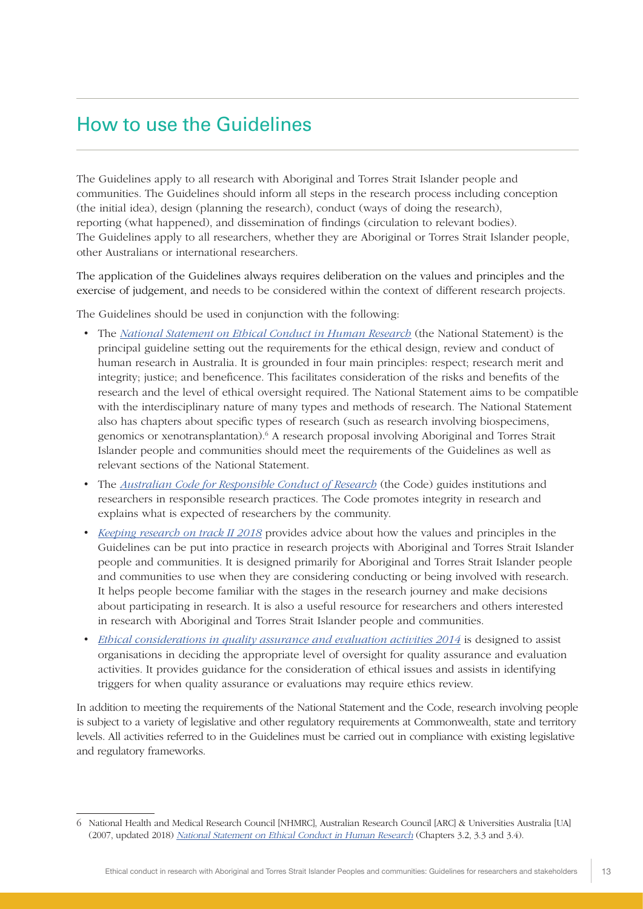# How to use the Guidelines

The Guidelines apply to all research with Aboriginal and Torres Strait Islander people and communities. The Guidelines should inform all steps in the research process including conception (the initial idea), design (planning the research), conduct (ways of doing the research), reporting (what happened), and dissemination of findings (circulation to relevant bodies). The Guidelines apply to all researchers, whether they are Aboriginal or Torres Strait Islander people, other Australians or international researchers.

The application of the Guidelines always requires deliberation on the values and principles and the exercise of judgement, and needs to be considered within the context of different research projects.

The Guidelines should be used in conjunction with the following:

- The *National Statement on Ethical Conduct in Human Research* (the National Statement) is the principal guideline setting out the requirements for the ethical design, review and conduct of human research in Australia. It is grounded in four main principles: respect; research merit and integrity; justice; and beneficence. This facilitates consideration of the risks and benefits of the research and the level of ethical oversight required. The National Statement aims to be compatible with the interdisciplinary nature of many types and methods of research. The National Statement also has chapters about specific types of research (such as research involving biospecimens, genomics or xenotransplantation).[6] A research proposal involving Aboriginal and Torres Strait Islander people and communities should meet the requirements of the Guidelines as well as relevant sections of the National Statement.
- The *Australian Code for Responsible Conduct of Research* (the Code) guides institutions and researchers in responsible research practices. The Code promotes integrity in research and explains what is expected of researchers by the community.
- *Keeping research on track II 2018* provides advice about how the values and principles in the Guidelines can be put into practice in research projects with Aboriginal and Torres Strait Islander people and communities. It is designed primarily for Aboriginal and Torres Strait Islander people and communities to use when they are considering conducting or being involved with research. It helps people become familiar with the stages in the research journey and make decisions about participating in research. It is also a useful resource for researchers and others interested in research with Aboriginal and Torres Strait Islander people and communities.
- *Ethical considerations in quality assurance and evaluation activities 2014* is designed to assist organisations in deciding the appropriate level of oversight for quality assurance and evaluation activities. It provides guidance for the consideration of ethical issues and assists in identifying triggers for when quality assurance or evaluations may require ethics review.

In addition to meeting the requirements of the National Statement and the Code, research involving people is subject to a variety of legislative and other regulatory requirements at Commonwealth, state and territory levels. All activities referred to in the Guidelines must be carried out in compliance with existing legislative and regulatory frameworks.

---

6 National Health and Medical Research Council [NHMRC], Australian Research Council [ARC] & Universities Australia [UA] (2007, updated 2018) *National Statement on Ethical Conduct in Human Research* (Chapters 3.2, 3.3 and 3.4).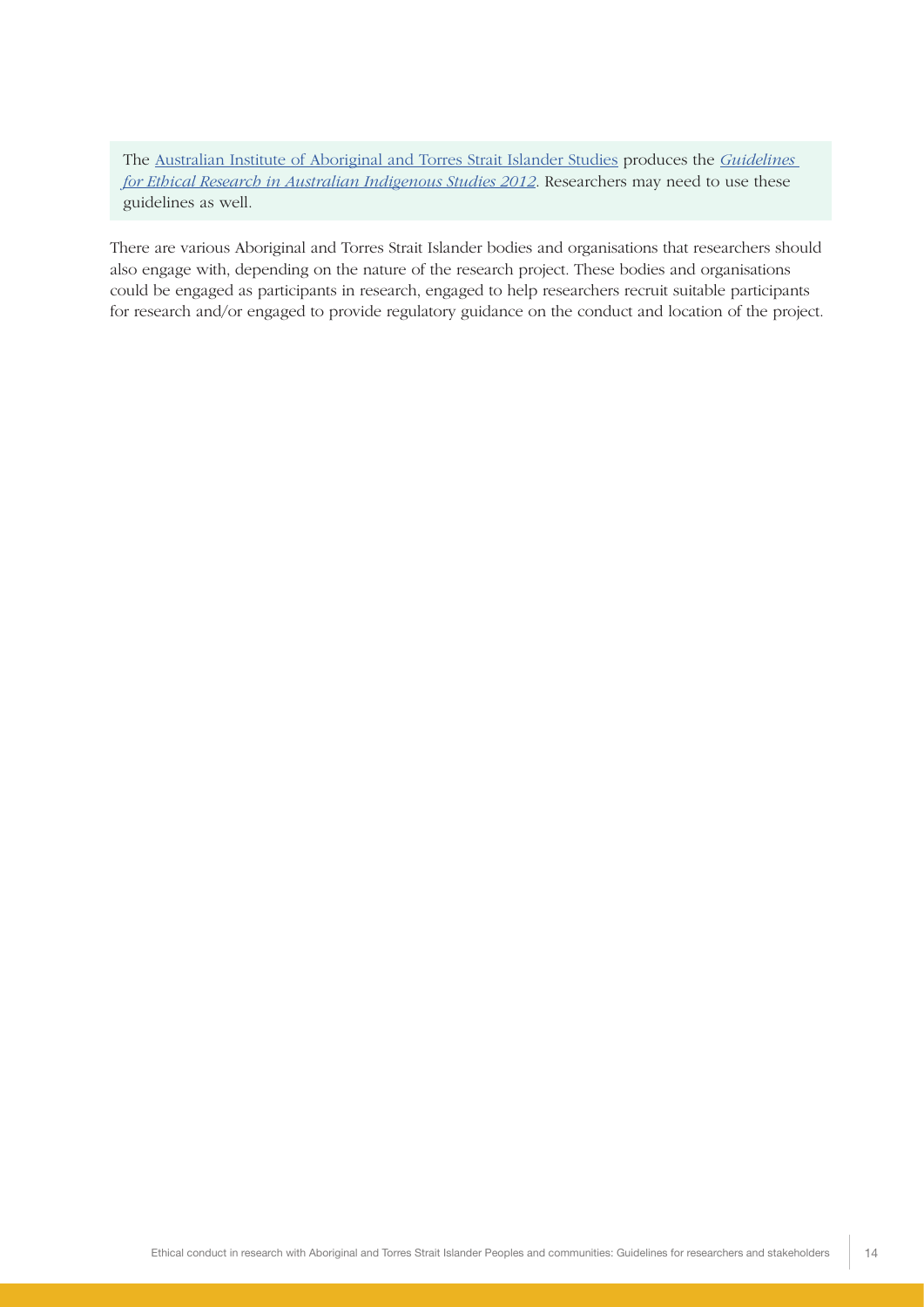> The Australian Institute of Aboriginal and Torres Strait Islander Studies produces the *Guidelines for Ethical Research in Australian Indigenous Studies 2012*. Researchers may need to use these guidelines as well.

There are various Aboriginal and Torres Strait Islander bodies and organisations that researchers should also engage with, depending on the nature of the research project. These bodies and organisations could be engaged as participants in research, engaged to help researchers recruit suitable participants for research and/or engaged to provide regulatory guidance on the conduct and location of the project.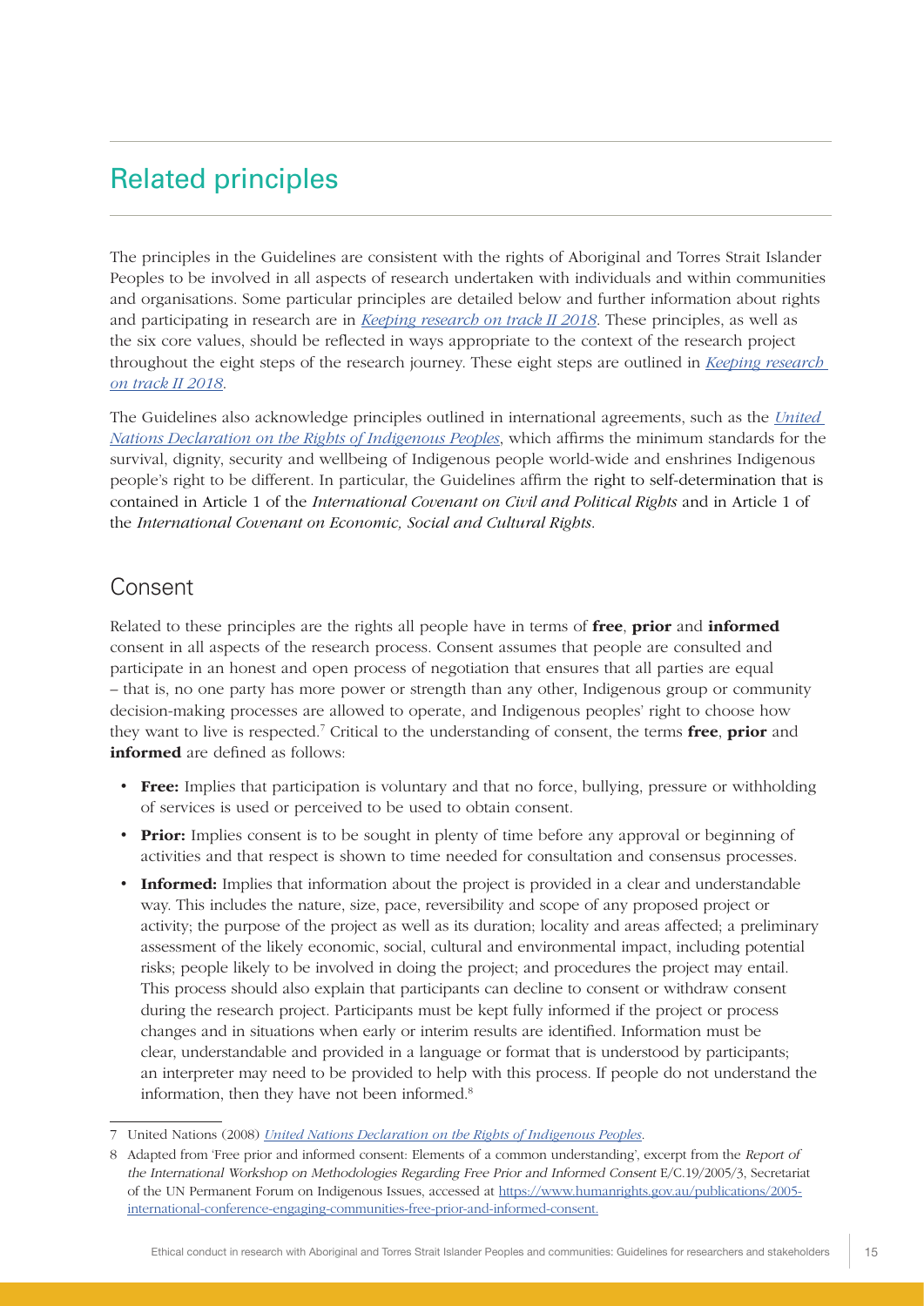# Related principles

The principles in the Guidelines are consistent with the rights of Aboriginal and Torres Strait Islander Peoples to be involved in all aspects of research undertaken with individuals and within communities and organisations. Some particular principles are detailed below and further information about rights and participating in research are in *Keeping research on track II 2018*. These principles, as well as the six core values, should be reflected in ways appropriate to the context of the research project throughout the eight steps of the research journey. These eight steps are outlined in *Keeping research on track II 2018*.

The Guidelines also acknowledge principles outlined in international agreements, such as the *United Nations Declaration on the Rights of Indigenous Peoples*, which affirms the minimum standards for the survival, dignity, security and wellbeing of Indigenous people world-wide and enshrines Indigenous people's right to be different. In particular, the Guidelines affirm the right to self-determination that is contained in Article 1 of the *International Covenant on Civil and Political Rights* and in Article 1 of the *International Covenant on Economic, Social and Cultural Rights*.

## Consent

Related to these principles are the rights all people have in terms of **free**, **prior** and **informed** consent in all aspects of the research process. Consent assumes that people are consulted and participate in an honest and open process of negotiation that ensures that all parties are equal – that is, no one party has more power or strength than any other, Indigenous group or community decision-making processes are allowed to operate, and Indigenous peoples' right to choose how they want to live is respected.[7] Critical to the understanding of consent, the terms **free**, **prior** and **informed** are defined as follows:

- **Free:** Implies that participation is voluntary and that no force, bullying, pressure or withholding of services is used or perceived to be used to obtain consent.
- **Prior:** Implies consent is to be sought in plenty of time before any approval or beginning of activities and that respect is shown to time needed for consultation and consensus processes.
- **Informed:** Implies that information about the project is provided in a clear and understandable way. This includes the nature, size, pace, reversibility and scope of any proposed project or activity; the purpose of the project as well as its duration; locality and areas affected; a preliminary assessment of the likely economic, social, cultural and environmental impact, including potential risks; people likely to be involved in doing the project; and procedures the project may entail. This process should also explain that participants can decline to consent or withdraw consent during the research project. Participants must be kept fully informed if the project or process changes and in situations when early or interim results are identified. Information must be clear, understandable and provided in a language or format that is understood by participants; an interpreter may need to be provided to help with this process. If people do not understand the information, then they have not been informed.[8]

---

7 United Nations (2008) *United Nations Declaration on the Rights of Indigenous Peoples*.

8 Adapted from 'Free prior and informed consent: Elements of a common understanding', excerpt from the *Report of the International Workshop on Methodologies Regarding Free Prior and Informed Consent* E/C.19/2005/3, Secretariat of the UN Permanent Forum on Indigenous Issues, accessed at https://www.humanrights.gov.au/publications/2005-international-conference-engaging-communities-free-prior-and-informed-consent.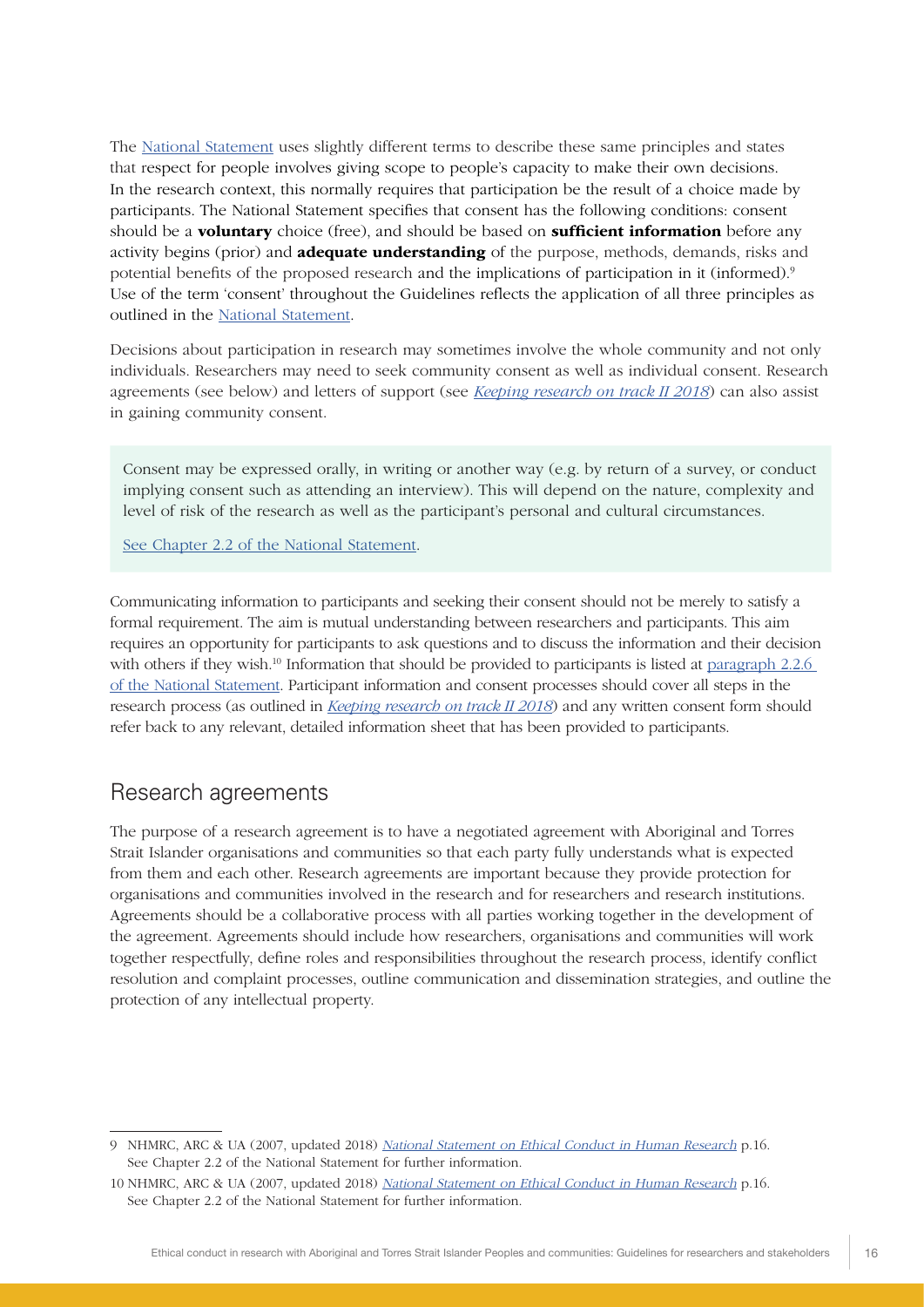The National Statement uses slightly different terms to describe these same principles and states that respect for people involves giving scope to people's capacity to make their own decisions. In the research context, this normally requires that participation be the result of a choice made by participants. The National Statement specifies that consent has the following conditions: consent should be a **voluntary** choice (free), and should be based on **sufficient information** before any activity begins (prior) and **adequate understanding** of the purpose, methods, demands, risks and potential benefits of the proposed research and the implications of participation in it (informed).[9] Use of the term 'consent' throughout the Guidelines reflects the application of all three principles as outlined in the National Statement.

Decisions about participation in research may sometimes involve the whole community and not only individuals. Researchers may need to seek community consent as well as individual consent. Research agreements (see below) and letters of support (see *Keeping research on track II 2018*) can also assist in gaining community consent.

> Consent may be expressed orally, in writing or another way (e.g. by return of a survey, or conduct implying consent such as attending an interview). This will depend on the nature, complexity and level of risk of the research as well as the participant's personal and cultural circumstances.
>
> See Chapter 2.2 of the National Statement.

Communicating information to participants and seeking their consent should not be merely to satisfy a formal requirement. The aim is mutual understanding between researchers and participants. This aim requires an opportunity for participants to ask questions and to discuss the information and their decision with others if they wish.[10] Information that should be provided to participants is listed at paragraph 2.2.6 of the National Statement. Participant information and consent processes should cover all steps in the research process (as outlined in *Keeping research on track II 2018*) and any written consent form should refer back to any relevant, detailed information sheet that has been provided to participants.

## Research agreements

The purpose of a research agreement is to have a negotiated agreement with Aboriginal and Torres Strait Islander organisations and communities so that each party fully understands what is expected from them and each other. Research agreements are important because they provide protection for organisations and communities involved in the research and for researchers and research institutions. Agreements should be a collaborative process with all parties working together in the development of the agreement. Agreements should include how researchers, organisations and communities will work together respectfully, define roles and responsibilities throughout the research process, identify conflict resolution and complaint processes, outline communication and dissemination strategies, and outline the protection of any intellectual property.

---

9 NHMRC, ARC & UA (2007, updated 2018) *National Statement on Ethical Conduct in Human Research* p.16. See Chapter 2.2 of the National Statement for further information.

10 NHMRC, ARC & UA (2007, updated 2018) *National Statement on Ethical Conduct in Human Research* p.16. See Chapter 2.2 of the National Statement for further information.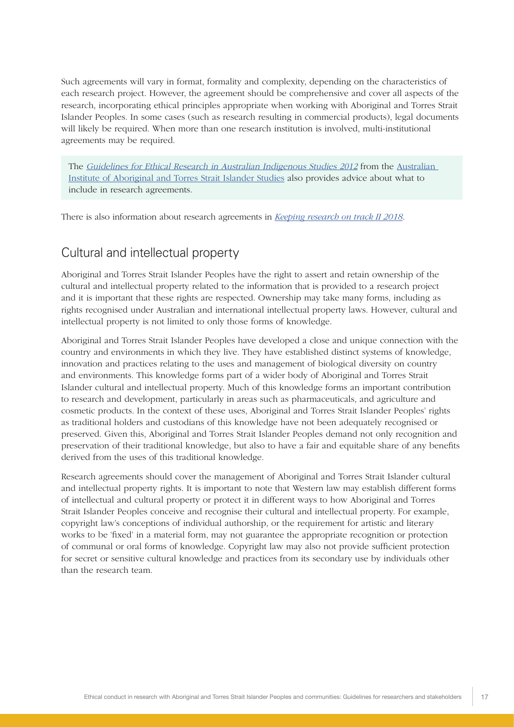Such agreements will vary in format, formality and complexity, depending on the characteristics of each research project. However, the agreement should be comprehensive and cover all aspects of the research, incorporating ethical principles appropriate when working with Aboriginal and Torres Strait Islander Peoples. In some cases (such as research resulting in commercial products), legal documents will likely be required. When more than one research institution is involved, multi-institutional agreements may be required.

> The *Guidelines for Ethical Research in Australian Indigenous Studies 2012* from the Australian Institute of Aboriginal and Torres Strait Islander Studies also provides advice about what to include in research agreements.

There is also information about research agreements in *Keeping research on track II 2018*.

## Cultural and intellectual property

Aboriginal and Torres Strait Islander Peoples have the right to assert and retain ownership of the cultural and intellectual property related to the information that is provided to a research project and it is important that these rights are respected. Ownership may take many forms, including as rights recognised under Australian and international intellectual property laws. However, cultural and intellectual property is not limited to only those forms of knowledge.

Aboriginal and Torres Strait Islander Peoples have developed a close and unique connection with the country and environments in which they live. They have established distinct systems of knowledge, innovation and practices relating to the uses and management of biological diversity on country and environments. This knowledge forms part of a wider body of Aboriginal and Torres Strait Islander cultural and intellectual property. Much of this knowledge forms an important contribution to research and development, particularly in areas such as pharmaceuticals, and agriculture and cosmetic products. In the context of these uses, Aboriginal and Torres Strait Islander Peoples' rights as traditional holders and custodians of this knowledge have not been adequately recognised or preserved. Given this, Aboriginal and Torres Strait Islander Peoples demand not only recognition and preservation of their traditional knowledge, but also to have a fair and equitable share of any benefits derived from the uses of this traditional knowledge.

Research agreements should cover the management of Aboriginal and Torres Strait Islander cultural and intellectual property rights. It is important to note that Western law may establish different forms of intellectual and cultural property or protect it in different ways to how Aboriginal and Torres Strait Islander Peoples conceive and recognise their cultural and intellectual property. For example, copyright law's conceptions of individual authorship, or the requirement for artistic and literary works to be 'fixed' in a material form, may not guarantee the appropriate recognition or protection of communal or oral forms of knowledge. Copyright law may also not provide sufficient protection for secret or sensitive cultural knowledge and practices from its secondary use by individuals other than the research team.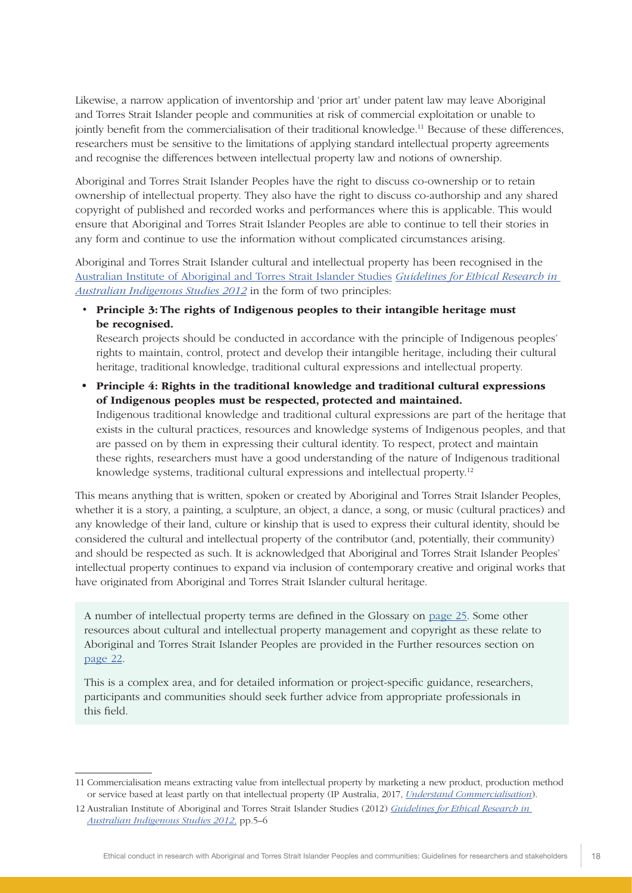Likewise, a narrow application of inventorship and 'prior art' under patent law may leave Aboriginal and Torres Strait Islander people and communities at risk of commercial exploitation or unable to jointly benefit from the commercialisation of their traditional knowledge.[11] Because of these differences, researchers must be sensitive to the limitations of applying standard intellectual property agreements and recognise the differences between intellectual property law and notions of ownership.

Aboriginal and Torres Strait Islander Peoples have the right to discuss co-ownership or to retain ownership of intellectual property. They also have the right to discuss co-authorship and any shared copyright of published and recorded works and performances where this is applicable. This would ensure that Aboriginal and Torres Strait Islander Peoples are able to continue to tell their stories in any form and continue to use the information without complicated circumstances arising.

Aboriginal and Torres Strait Islander cultural and intellectual property has been recognised in the Australian Institute of Aboriginal and Torres Strait Islander Studies *Guidelines for Ethical Research in Australian Indigenous Studies 2012* in the form of two principles:

- **Principle 3: The rights of Indigenous peoples to their intangible heritage must be recognised.**
  Research projects should be conducted in accordance with the principle of Indigenous peoples' rights to maintain, control, protect and develop their intangible heritage, including their cultural heritage, traditional knowledge, traditional cultural expressions and intellectual property.
- **Principle 4: Rights in the traditional knowledge and traditional cultural expressions of Indigenous peoples must be respected, protected and maintained.**
  Indigenous traditional knowledge and traditional cultural expressions are part of the heritage that exists in the cultural practices, resources and knowledge systems of Indigenous peoples, and that are passed on by them in expressing their cultural identity. To respect, protect and maintain these rights, researchers must have a good understanding of the nature of Indigenous traditional knowledge systems, traditional cultural expressions and intellectual property.[12]

This means anything that is written, spoken or created by Aboriginal and Torres Strait Islander Peoples, whether it is a story, a painting, a sculpture, an object, a dance, a song, or music (cultural practices) and any knowledge of their land, culture or kinship that is used to express their cultural identity, should be considered the cultural and intellectual property of the contributor (and, potentially, their community) and should be respected as such. It is acknowledged that Aboriginal and Torres Strait Islander Peoples' intellectual property continues to expand via inclusion of contemporary creative and original works that have originated from Aboriginal and Torres Strait Islander cultural heritage.

A number of intellectual property terms are defined in the Glossary on page 25. Some other resources about cultural and intellectual property management and copyright as these relate to Aboriginal and Torres Strait Islander Peoples are provided in the Further resources section on page 22.

This is a complex area, and for detailed information or project-specific guidance, researchers, participants and communities should seek further advice from appropriate professionals in this field.

---

11 Commercialisation means extracting value from intellectual property by marketing a new product, production method or service based at least partly on that intellectual property (IP Australia, 2017, *Understand Commercialisation*).

12 Australian Institute of Aboriginal and Torres Strait Islander Studies (2012) *Guidelines for Ethical Research in Australian Indigenous Studies 2012*, pp.5–6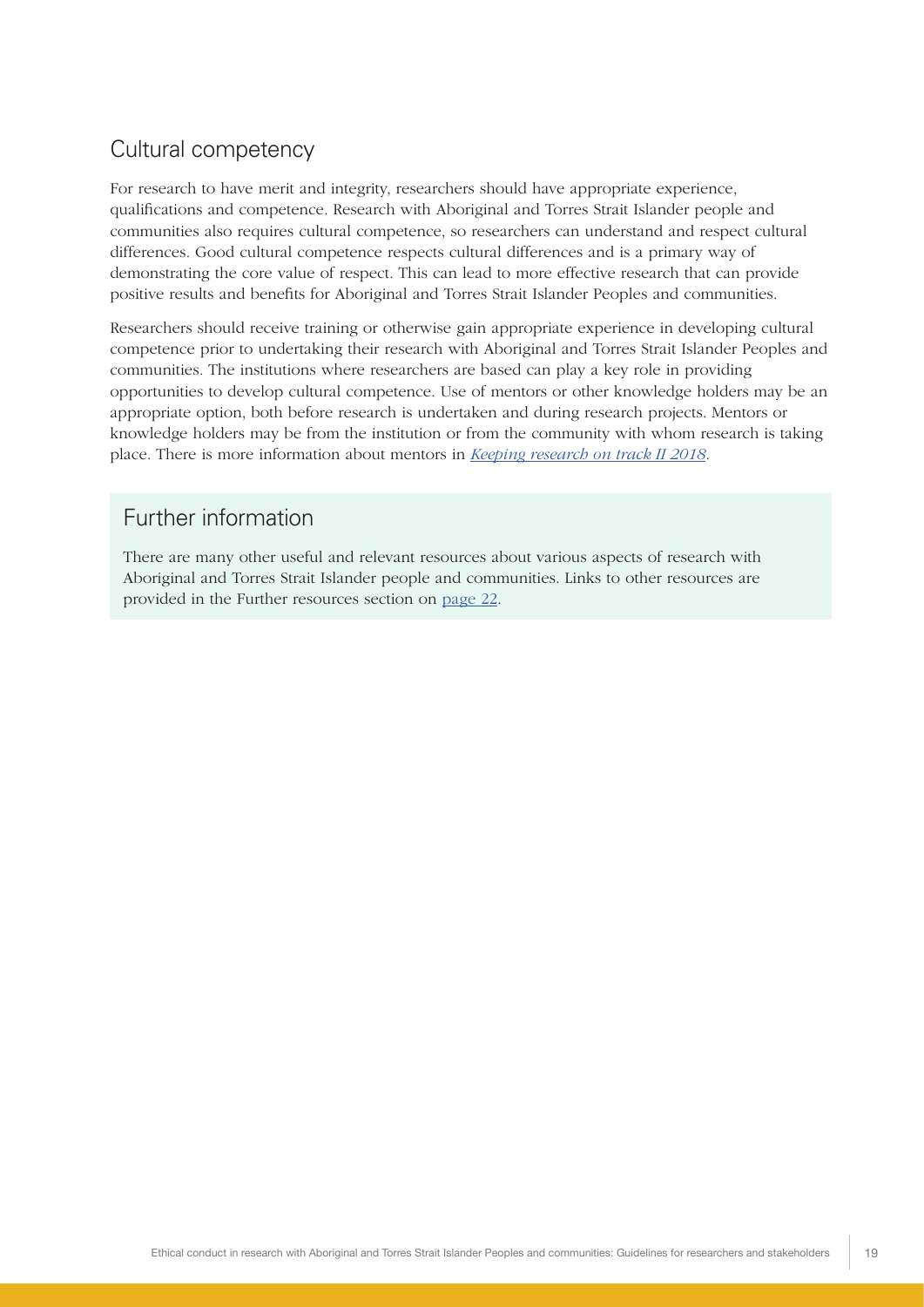## Cultural competency

For research to have merit and integrity, researchers should have appropriate experience, qualifications and competence. Research with Aboriginal and Torres Strait Islander people and communities also requires cultural competence, so researchers can understand and respect cultural differences. Good cultural competence respects cultural differences and is a primary way of demonstrating the core value of respect. This can lead to more effective research that can provide positive results and benefits for Aboriginal and Torres Strait Islander Peoples and communities.

Researchers should receive training or otherwise gain appropriate experience in developing cultural competence prior to undertaking their research with Aboriginal and Torres Strait Islander Peoples and communities. The institutions where researchers are based can play a key role in providing opportunities to develop cultural competence. Use of mentors or other knowledge holders may be an appropriate option, both before research is undertaken and during research projects. Mentors or knowledge holders may be from the institution or from the community with whom research is taking place. There is more information about mentors in *Keeping research on track II 2018*.

## Further information

There are many other useful and relevant resources about various aspects of research with Aboriginal and Torres Strait Islander people and communities. Links to other resources are provided in the Further resources section on page 22.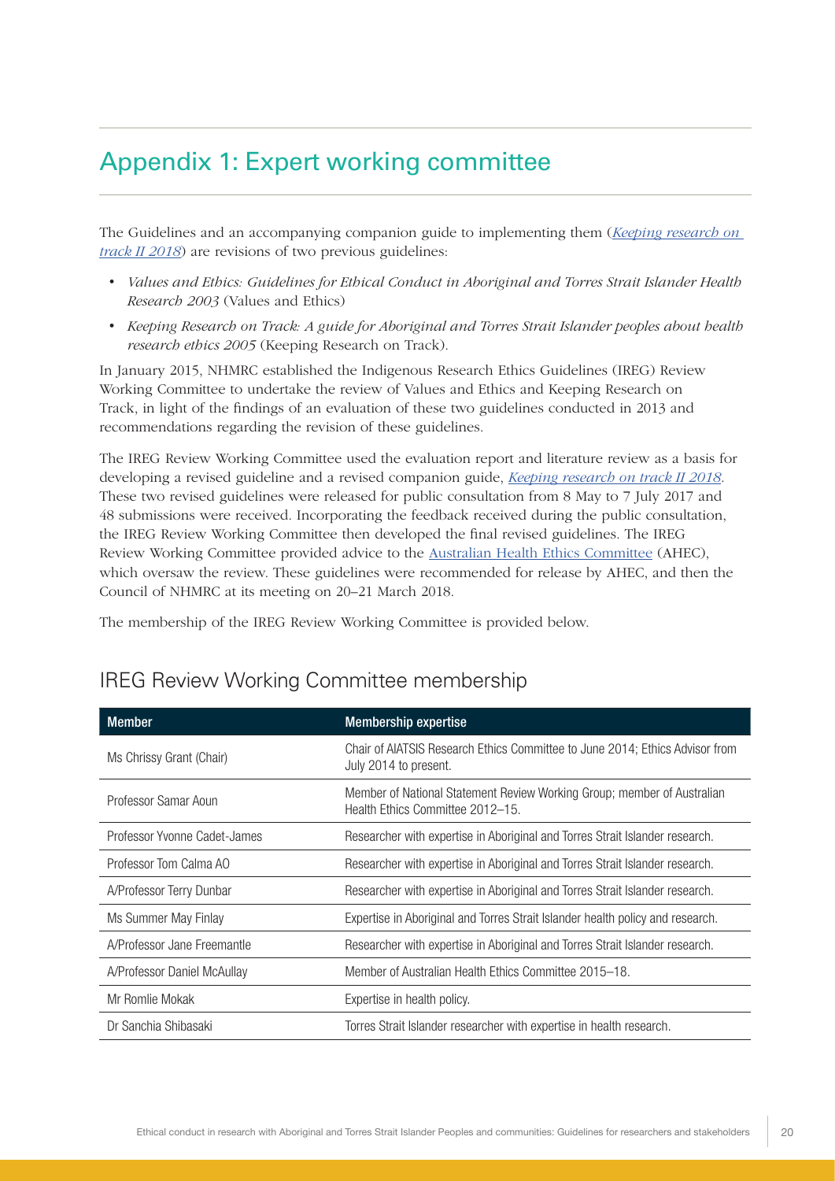# Appendix 1: Expert working committee

The Guidelines and an accompanying companion guide to implementing them (*Keeping research on track II 2018*) are revisions of two previous guidelines:

- *Values and Ethics: Guidelines for Ethical Conduct in Aboriginal and Torres Strait Islander Health Research 2003* (Values and Ethics)
- *Keeping Research on Track: A guide for Aboriginal and Torres Strait Islander peoples about health research ethics 2005* (Keeping Research on Track).

In January 2015, NHMRC established the Indigenous Research Ethics Guidelines (IREG) Review Working Committee to undertake the review of Values and Ethics and Keeping Research on Track, in light of the findings of an evaluation of these two guidelines conducted in 2013 and recommendations regarding the revision of these guidelines.

The IREG Review Working Committee used the evaluation report and literature review as a basis for developing a revised guideline and a revised companion guide, *Keeping research on track II 2018*. These two revised guidelines were released for public consultation from 8 May to 7 July 2017 and 48 submissions were received. Incorporating the feedback received during the public consultation, the IREG Review Working Committee then developed the final revised guidelines. The IREG Review Working Committee provided advice to the Australian Health Ethics Committee (AHEC), which oversaw the review. These guidelines were recommended for release by AHEC, and then the Council of NHMRC at its meeting on 20–21 March 2018.

The membership of the IREG Review Working Committee is provided below.

## IREG Review Working Committee membership

| Member | Membership expertise |
|---|---|
| Ms Chrissy Grant (Chair) | Chair of AIATSIS Research Ethics Committee to June 2014; Ethics Advisor from July 2014 to present. |
| Professor Samar Aoun | Member of National Statement Review Working Group; member of Australian Health Ethics Committee 2012–15. |
| Professor Yvonne Cadet-James | Researcher with expertise in Aboriginal and Torres Strait Islander research. |
| Professor Tom Calma AO | Researcher with expertise in Aboriginal and Torres Strait Islander research. |
| A/Professor Terry Dunbar | Researcher with expertise in Aboriginal and Torres Strait Islander research. |
| Ms Summer May Finlay | Expertise in Aboriginal and Torres Strait Islander health policy and research. |
| A/Professor Jane Freemantle | Researcher with expertise in Aboriginal and Torres Strait Islander research. |
| A/Professor Daniel McAullay | Member of Australian Health Ethics Committee 2015–18. |
| Mr Romlie Mokak | Expertise in health policy. |
| Dr Sanchia Shibasaki | Torres Strait Islander researcher with expertise in health research. |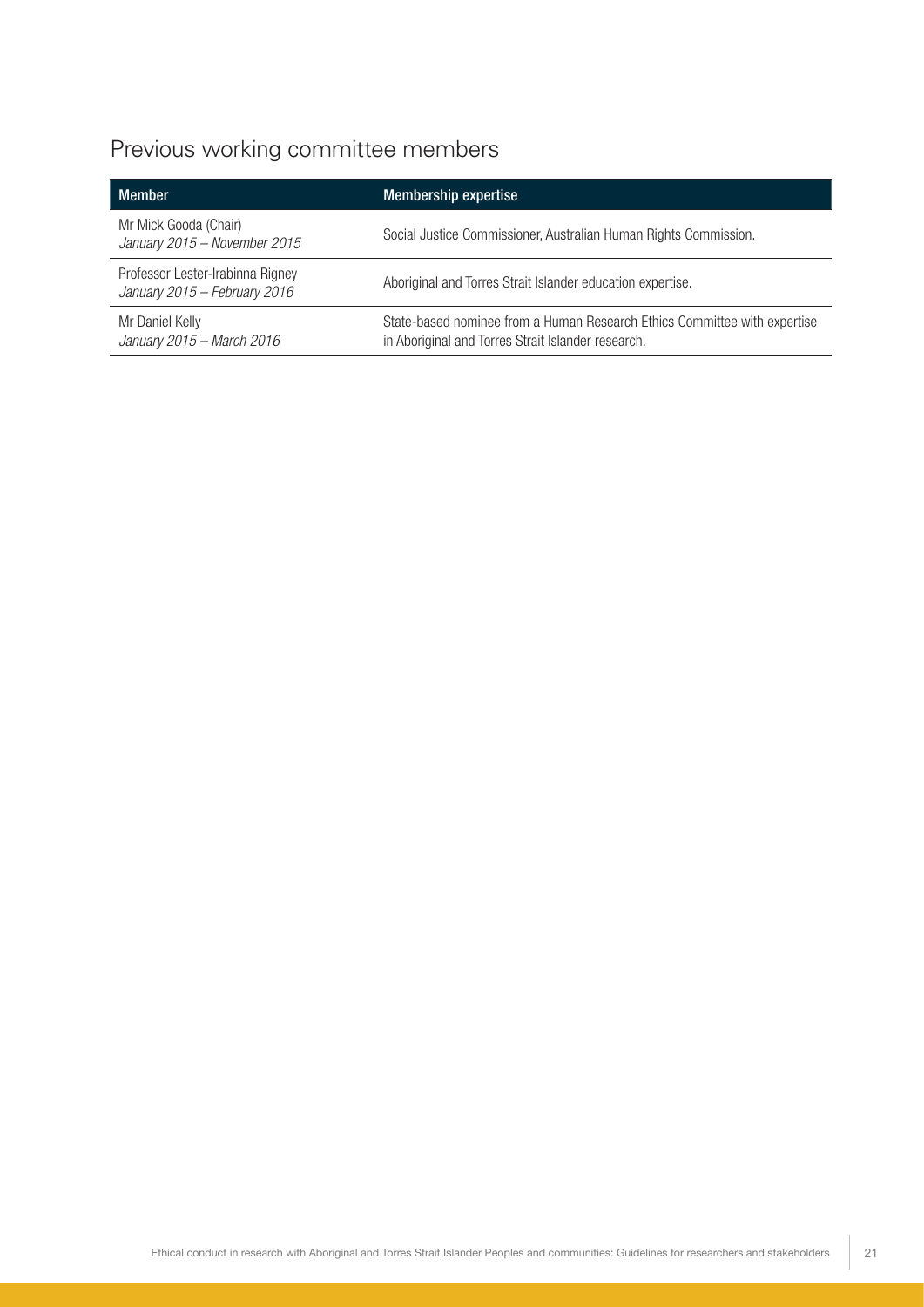## Previous working committee members

| Member | Membership expertise |
| --- | --- |
| Mr Mick Gooda (Chair)<br>*January 2015 – November 2015* | Social Justice Commissioner, Australian Human Rights Commission. |
| Professor Lester-Irabinna Rigney<br>*January 2015 – February 2016* | Aboriginal and Torres Strait Islander education expertise. |
| Mr Daniel Kelly<br>*January 2015 – March 2016* | State-based nominee from a Human Research Ethics Committee with expertise in Aboriginal and Torres Strait Islander research. |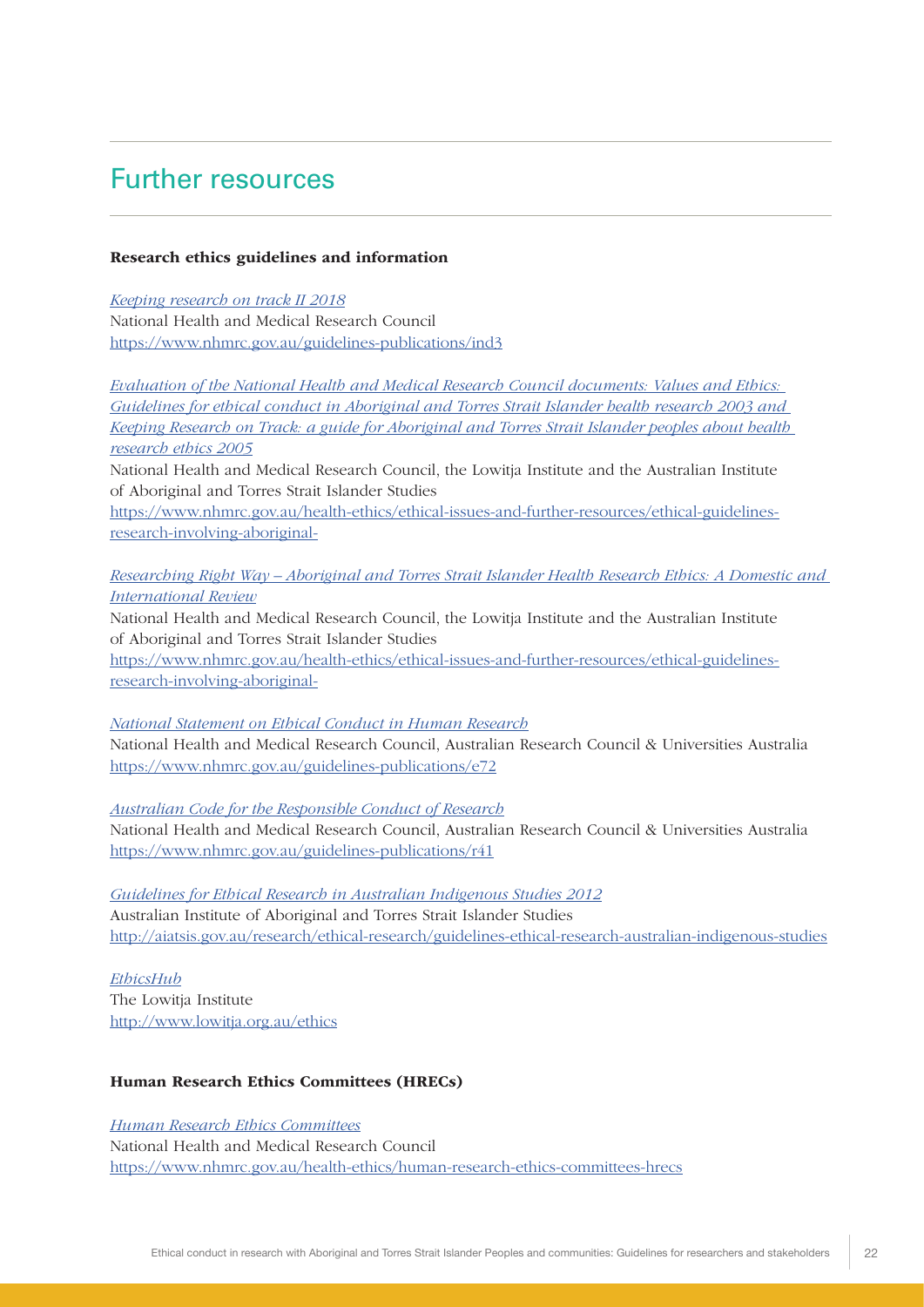# Further resources

**Research ethics guidelines and information**

*Keeping research on track II 2018*
National Health and Medical Research Council
https://www.nhmrc.gov.au/guidelines-publications/ind3

*Evaluation of the National Health and Medical Research Council documents: Values and Ethics: Guidelines for ethical conduct in Aboriginal and Torres Strait Islander health research 2003 and Keeping Research on Track: a guide for Aboriginal and Torres Strait Islander peoples about health research ethics 2005*
National Health and Medical Research Council, the Lowitja Institute and the Australian Institute of Aboriginal and Torres Strait Islander Studies
https://www.nhmrc.gov.au/health-ethics/ethical-issues-and-further-resources/ethical-guidelines-research-involving-aboriginal-

*Researching Right Way – Aboriginal and Torres Strait Islander Health Research Ethics: A Domestic and International Review*
National Health and Medical Research Council, the Lowitja Institute and the Australian Institute of Aboriginal and Torres Strait Islander Studies
https://www.nhmrc.gov.au/health-ethics/ethical-issues-and-further-resources/ethical-guidelines-research-involving-aboriginal-

*National Statement on Ethical Conduct in Human Research*
National Health and Medical Research Council, Australian Research Council & Universities Australia
https://www.nhmrc.gov.au/guidelines-publications/e72

*Australian Code for the Responsible Conduct of Research*
National Health and Medical Research Council, Australian Research Council & Universities Australia
https://www.nhmrc.gov.au/guidelines-publications/r41

*Guidelines for Ethical Research in Australian Indigenous Studies 2012*
Australian Institute of Aboriginal and Torres Strait Islander Studies
http://aiatsis.gov.au/research/ethical-research/guidelines-ethical-research-australian-indigenous-studies

*EthicsHub*
The Lowitja Institute
http://www.lowitja.org.au/ethics

**Human Research Ethics Committees (HRECs)**

*Human Research Ethics Committees*
National Health and Medical Research Council
https://www.nhmrc.gov.au/health-ethics/human-research-ethics-committees-hrecs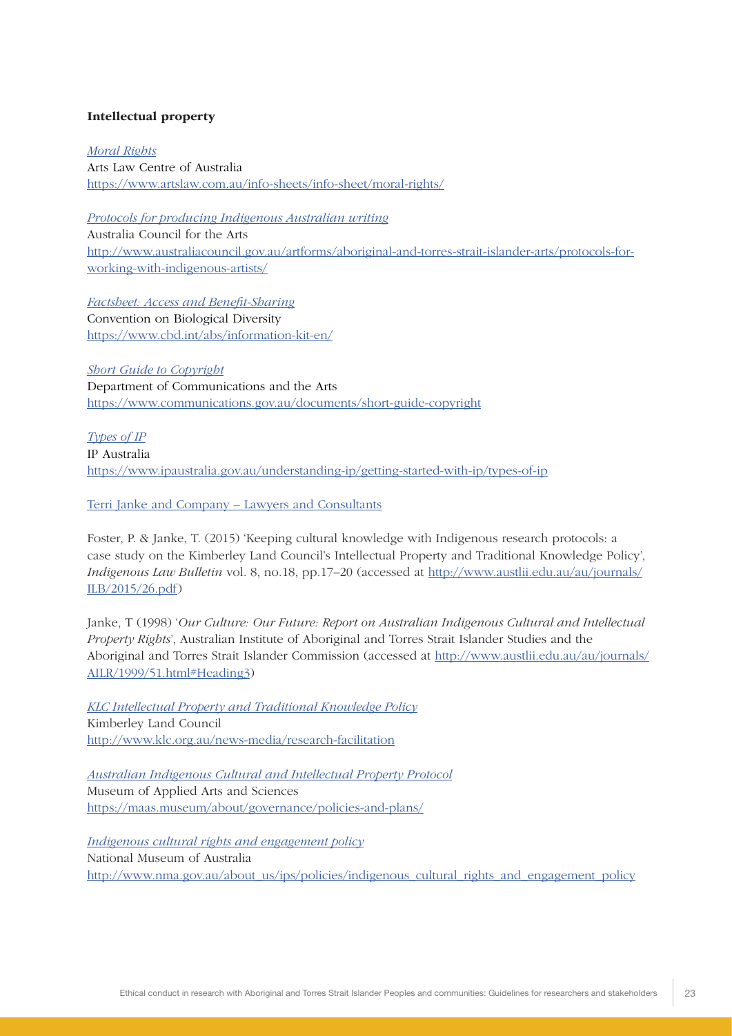**Intellectual property**

*Moral Rights*
Arts Law Centre of Australia
https://www.artslaw.com.au/info-sheets/info-sheet/moral-rights/

*Protocols for producing Indigenous Australian writing*
Australia Council for the Arts
http://www.australiacouncil.gov.au/artforms/aboriginal-and-torres-strait-islander-arts/protocols-for-working-with-indigenous-artists/

*Factsheet: Access and Benefit-Sharing*
Convention on Biological Diversity
https://www.cbd.int/abs/information-kit-en/

*Short Guide to Copyright*
Department of Communications and the Arts
https://www.communications.gov.au/documents/short-guide-copyright

*Types of IP*
IP Australia
https://www.ipaustralia.gov.au/understanding-ip/getting-started-with-ip/types-of-ip

Terri Janke and Company – Lawyers and Consultants

Foster, P. & Janke, T. (2015) 'Keeping cultural knowledge with Indigenous research protocols: a case study on the Kimberley Land Council's Intellectual Property and Traditional Knowledge Policy', *Indigenous Law Bulletin* vol. 8, no.18, pp.17–20 (accessed at http://www.austlii.edu.au/au/journals/ILB/2015/26.pdf)

Janke, T (1998) '*Our Culture: Our Future: Report on Australian Indigenous Cultural and Intellectual Property Rights*', Australian Institute of Aboriginal and Torres Strait Islander Studies and the Aboriginal and Torres Strait Islander Commission (accessed at http://www.austlii.edu.au/au/journals/AILR/1999/51.html#Heading3)

*KLC Intellectual Property and Traditional Knowledge Policy*
Kimberley Land Council
http://www.klc.org.au/news-media/research-facilitation

*Australian Indigenous Cultural and Intellectual Property Protocol*
Museum of Applied Arts and Sciences
https://maas.museum/about/governance/policies-and-plans/

*Indigenous cultural rights and engagement policy*
National Museum of Australia
http://www.nma.gov.au/about_us/ips/policies/indigenous_cultural_rights_and_engagement_policy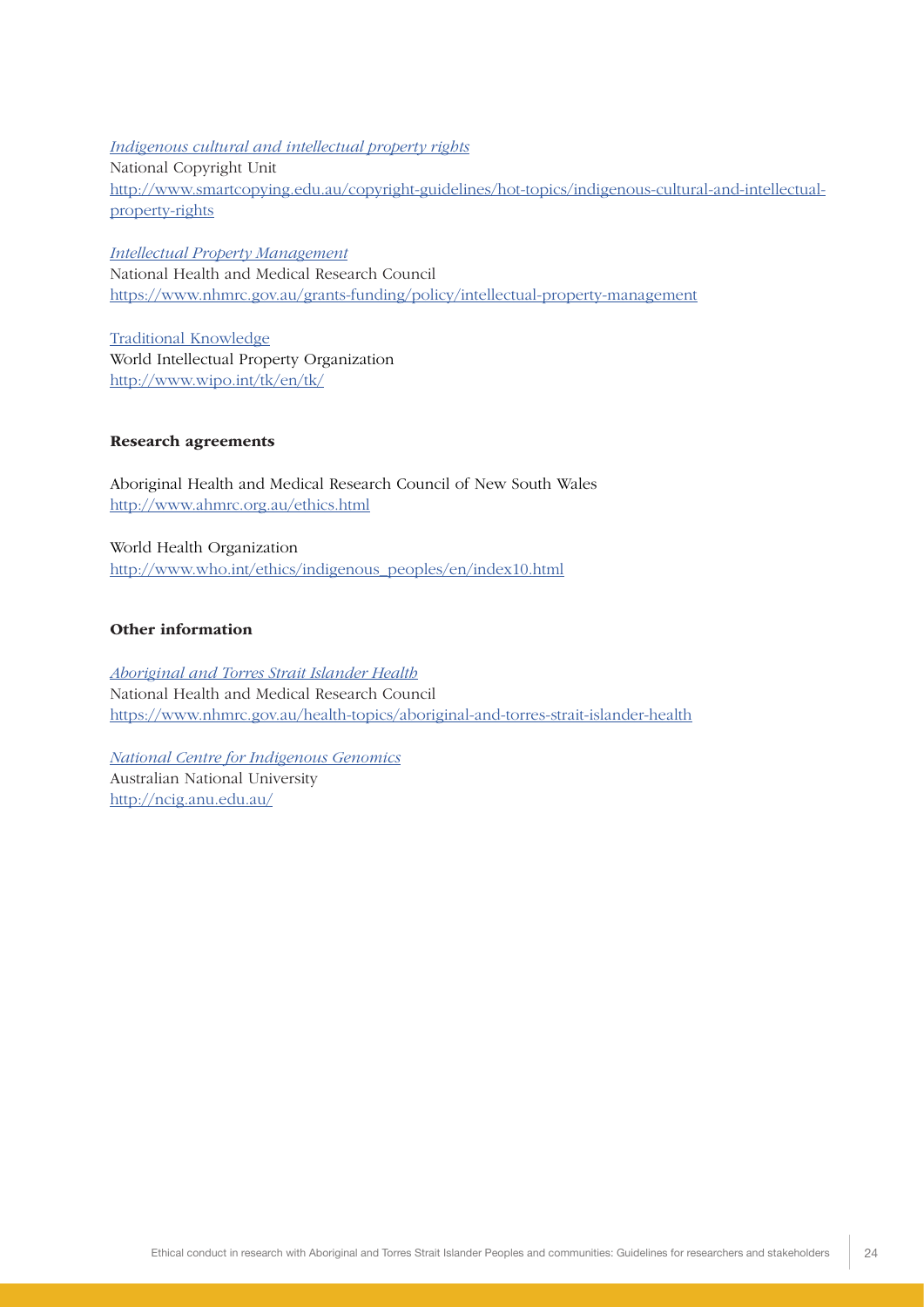*Indigenous cultural and intellectual property rights*
National Copyright Unit
http://www.smartcopying.edu.au/copyright-guidelines/hot-topics/indigenous-cultural-and-intellectual-property-rights

*Intellectual Property Management*
National Health and Medical Research Council
https://www.nhmrc.gov.au/grants-funding/policy/intellectual-property-management

Traditional Knowledge
World Intellectual Property Organization
http://www.wipo.int/tk/en/tk/

**Research agreements**

Aboriginal Health and Medical Research Council of New South Wales
http://www.ahmrc.org.au/ethics.html

World Health Organization
http://www.who.int/ethics/indigenous_peoples/en/index10.html

**Other information**

*Aboriginal and Torres Strait Islander Health*
National Health and Medical Research Council
https://www.nhmrc.gov.au/health-topics/aboriginal-and-torres-strait-islander-health

*National Centre for Indigenous Genomics*
Australian National University
http://ncig.anu.edu.au/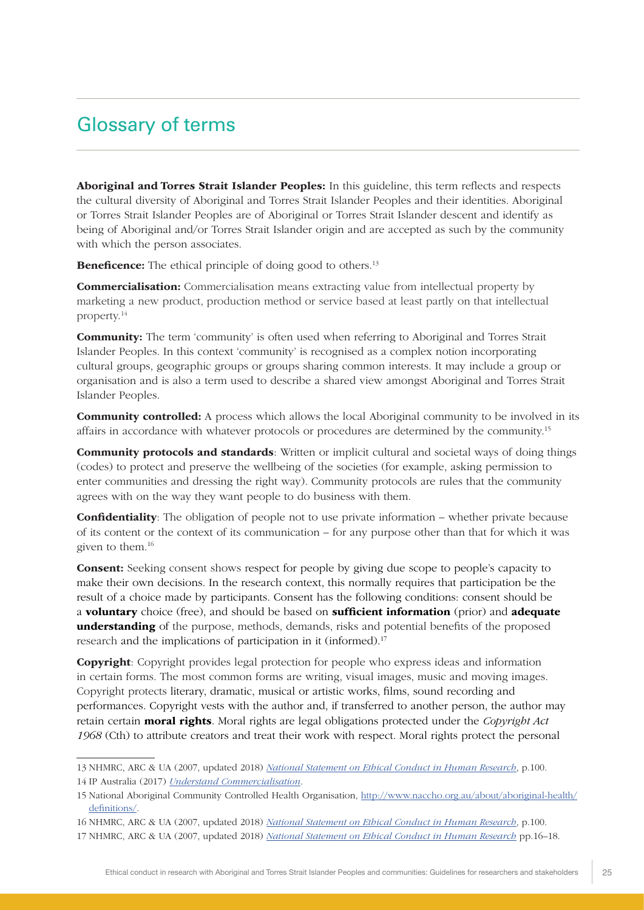## Glossary of terms

**Aboriginal and Torres Strait Islander Peoples:** In this guideline, this term reflects and respects the cultural diversity of Aboriginal and Torres Strait Islander Peoples and their identities. Aboriginal or Torres Strait Islander Peoples are of Aboriginal or Torres Strait Islander descent and identify as being of Aboriginal and/or Torres Strait Islander origin and are accepted as such by the community with which the person associates.

**Beneficence:** The ethical principle of doing good to others.[13]

**Commercialisation:** Commercialisation means extracting value from intellectual property by marketing a new product, production method or service based at least partly on that intellectual property.[14]

**Community:** The term 'community' is often used when referring to Aboriginal and Torres Strait Islander Peoples. In this context 'community' is recognised as a complex notion incorporating cultural groups, geographic groups or groups sharing common interests. It may include a group or organisation and is also a term used to describe a shared view amongst Aboriginal and Torres Strait Islander Peoples.

**Community controlled:** A process which allows the local Aboriginal community to be involved in its affairs in accordance with whatever protocols or procedures are determined by the community.[15]

**Community protocols and standards**: Written or implicit cultural and societal ways of doing things (codes) to protect and preserve the wellbeing of the societies (for example, asking permission to enter communities and dressing the right way). Community protocols are rules that the community agrees with on the way they want people to do business with them.

**Confidentiality**: The obligation of people not to use private information – whether private because of its content or the context of its communication – for any purpose other than that for which it was given to them.[16]

**Consent:** Seeking consent shows respect for people by giving due scope to people's capacity to make their own decisions. In the research context, this normally requires that participation be the result of a choice made by participants. Consent has the following conditions: consent should be a **voluntary** choice (free), and should be based on **sufficient information** (prior) and **adequate understanding** of the purpose, methods, demands, risks and potential benefits of the proposed research and the implications of participation in it (informed).[17]

**Copyright**: Copyright provides legal protection for people who express ideas and information in certain forms. The most common forms are writing, visual images, music and moving images. Copyright protects literary, dramatic, musical or artistic works, films, sound recording and performances. Copyright vests with the author and, if transferred to another person, the author may retain certain **moral rights**. Moral rights are legal obligations protected under the *Copyright Act 1968* (Cth) to attribute creators and treat their work with respect. Moral rights protect the personal

---

13 NHMRC, ARC & UA (2007, updated 2018) *National Statement on Ethical Conduct in Human Research*, p.100.

14 IP Australia (2017) *Understand Commercialisation*.

15 National Aboriginal Community Controlled Health Organisation, http://www.naccho.org.au/about/aboriginal-health/definitions/.

16 NHMRC, ARC & UA (2007, updated 2018) *National Statement on Ethical Conduct in Human Research*, p.100.

17 NHMRC, ARC & UA (2007, updated 2018) *National Statement on Ethical Conduct in Human Research* pp.16–18.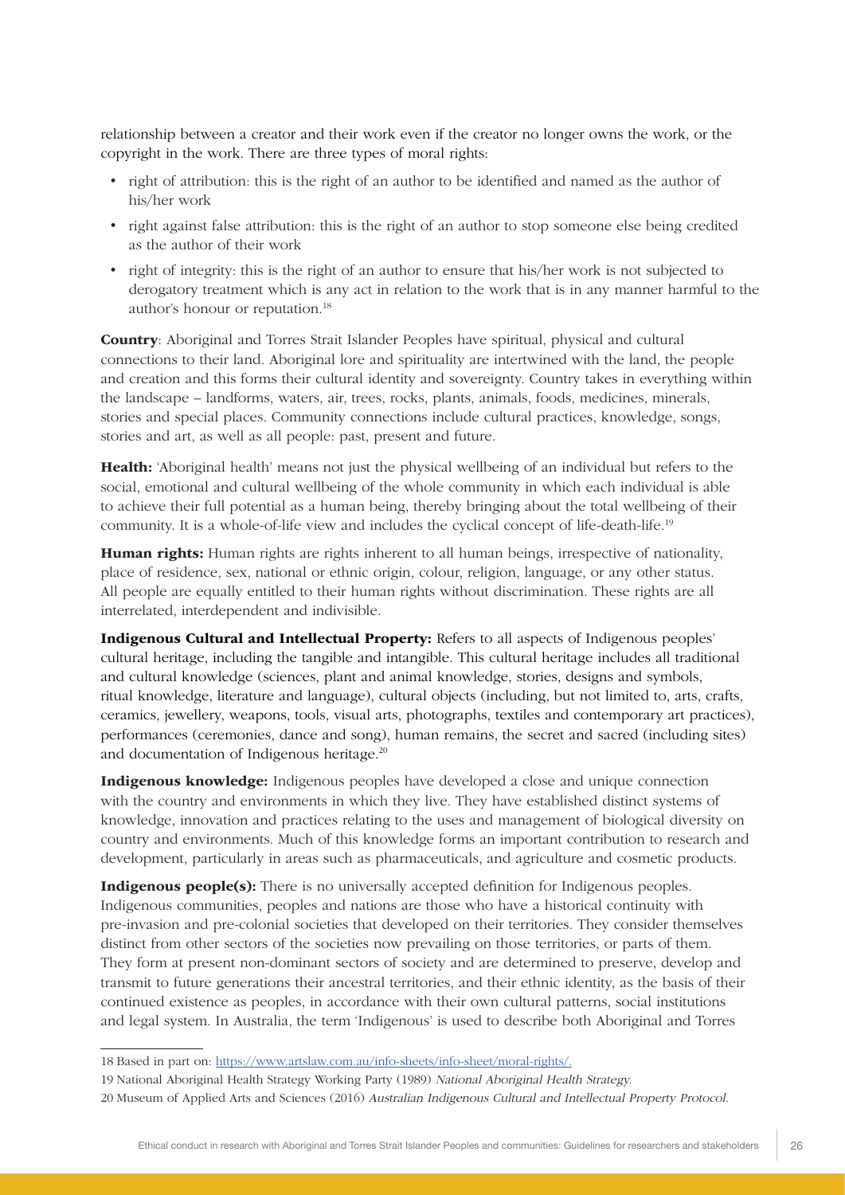relationship between a creator and their work even if the creator no longer owns the work, or the copyright in the work. There are three types of moral rights:

- right of attribution: this is the right of an author to be identified and named as the author of his/her work
- right against false attribution: this is the right of an author to stop someone else being credited as the author of their work
- right of integrity: this is the right of an author to ensure that his/her work is not subjected to derogatory treatment which is any act in relation to the work that is in any manner harmful to the author's honour or reputation.[18]

**Country**: Aboriginal and Torres Strait Islander Peoples have spiritual, physical and cultural connections to their land. Aboriginal lore and spirituality are intertwined with the land, the people and creation and this forms their cultural identity and sovereignty. Country takes in everything within the landscape – landforms, waters, air, trees, rocks, plants, animals, foods, medicines, minerals, stories and special places. Community connections include cultural practices, knowledge, songs, stories and art, as well as all people: past, present and future.

**Health:** 'Aboriginal health' means not just the physical wellbeing of an individual but refers to the social, emotional and cultural wellbeing of the whole community in which each individual is able to achieve their full potential as a human being, thereby bringing about the total wellbeing of their community. It is a whole-of-life view and includes the cyclical concept of life-death-life.[19]

**Human rights:** Human rights are rights inherent to all human beings, irrespective of nationality, place of residence, sex, national or ethnic origin, colour, religion, language, or any other status. All people are equally entitled to their human rights without discrimination. These rights are all interrelated, interdependent and indivisible.

**Indigenous Cultural and Intellectual Property:** Refers to all aspects of Indigenous peoples' cultural heritage, including the tangible and intangible. This cultural heritage includes all traditional and cultural knowledge (sciences, plant and animal knowledge, stories, designs and symbols, ritual knowledge, literature and language), cultural objects (including, but not limited to, arts, crafts, ceramics, jewellery, weapons, tools, visual arts, photographs, textiles and contemporary art practices), performances (ceremonies, dance and song), human remains, the secret and sacred (including sites) and documentation of Indigenous heritage.[20]

**Indigenous knowledge:** Indigenous peoples have developed a close and unique connection with the country and environments in which they live. They have established distinct systems of knowledge, innovation and practices relating to the uses and management of biological diversity on country and environments. Much of this knowledge forms an important contribution to research and development, particularly in areas such as pharmaceuticals, and agriculture and cosmetic products.

**Indigenous people(s):** There is no universally accepted definition for Indigenous peoples. Indigenous communities, peoples and nations are those who have a historical continuity with pre-invasion and pre-colonial societies that developed on their territories. They consider themselves distinct from other sectors of the societies now prevailing on those territories, or parts of them. They form at present non-dominant sectors of society and are determined to preserve, develop and transmit to future generations their ancestral territories, and their ethnic identity, as the basis of their continued existence as peoples, in accordance with their own cultural patterns, social institutions and legal system. In Australia, the term 'Indigenous' is used to describe both Aboriginal and Torres

---

18 Based in part on: https://www.artslaw.com.au/info-sheets/info-sheet/moral-rights/.

19 National Aboriginal Health Strategy Working Party (1989) *National Aboriginal Health Strategy*.

20 Museum of Applied Arts and Sciences (2016) *Australian Indigenous Cultural and Intellectual Property Protocol*.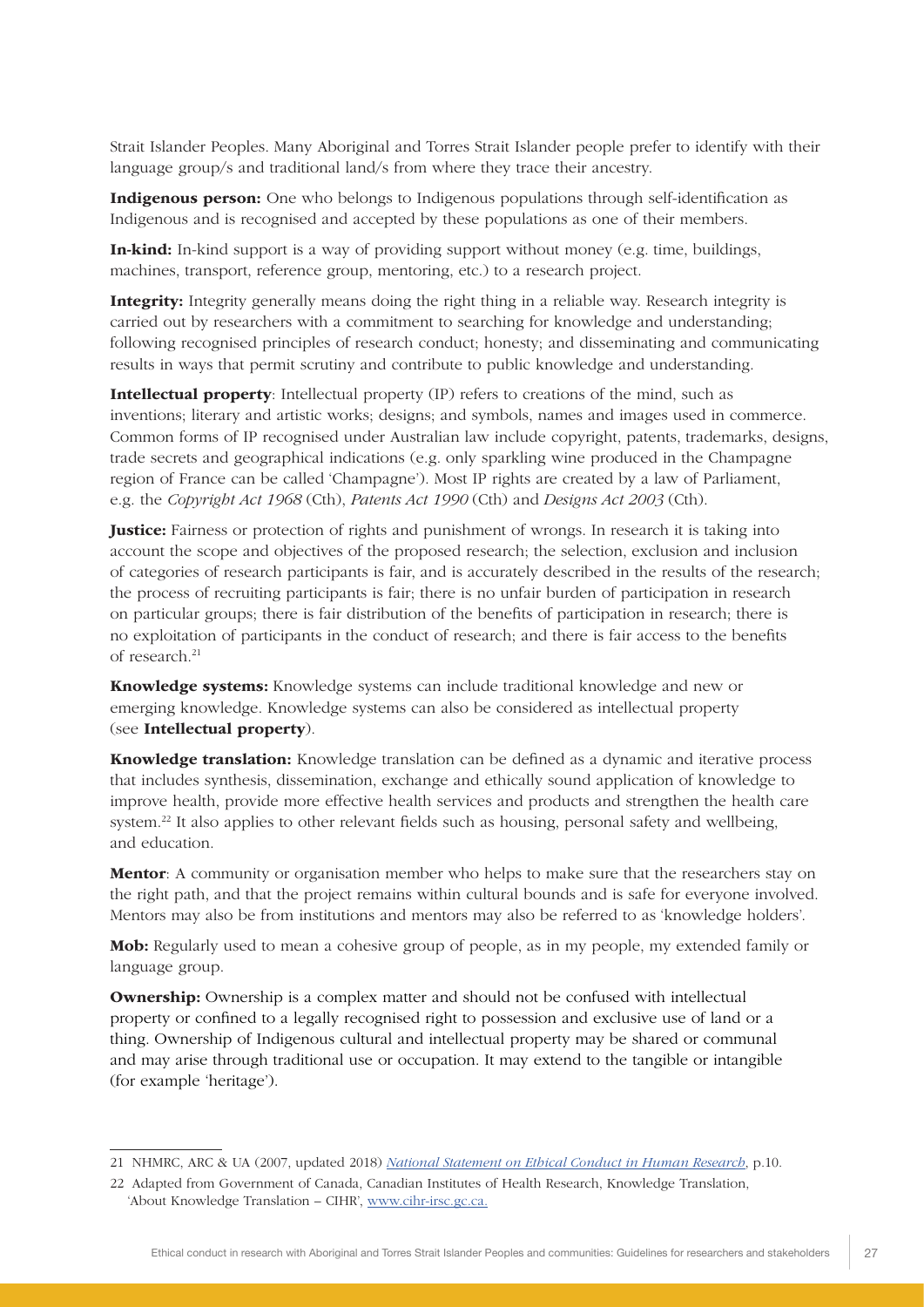Strait Islander Peoples. Many Aboriginal and Torres Strait Islander people prefer to identify with their language group/s and traditional land/s from where they trace their ancestry.

**Indigenous person:** One who belongs to Indigenous populations through self-identification as Indigenous and is recognised and accepted by these populations as one of their members.

**In-kind:** In-kind support is a way of providing support without money (e.g. time, buildings, machines, transport, reference group, mentoring, etc.) to a research project.

**Integrity:** Integrity generally means doing the right thing in a reliable way. Research integrity is carried out by researchers with a commitment to searching for knowledge and understanding; following recognised principles of research conduct; honesty; and disseminating and communicating results in ways that permit scrutiny and contribute to public knowledge and understanding.

**Intellectual property**: Intellectual property (IP) refers to creations of the mind, such as inventions; literary and artistic works; designs; and symbols, names and images used in commerce. Common forms of IP recognised under Australian law include copyright, patents, trademarks, designs, trade secrets and geographical indications (e.g. only sparkling wine produced in the Champagne region of France can be called 'Champagne'). Most IP rights are created by a law of Parliament, e.g. the *Copyright Act 1968* (Cth), *Patents Act 1990* (Cth) and *Designs Act 2003* (Cth).

**Justice:** Fairness or protection of rights and punishment of wrongs. In research it is taking into account the scope and objectives of the proposed research; the selection, exclusion and inclusion of categories of research participants is fair, and is accurately described in the results of the research; the process of recruiting participants is fair; there is no unfair burden of participation in research on particular groups; there is fair distribution of the benefits of participation in research; there is no exploitation of participants in the conduct of research; and there is fair access to the benefits of research.[21]

**Knowledge systems:** Knowledge systems can include traditional knowledge and new or emerging knowledge. Knowledge systems can also be considered as intellectual property (see **Intellectual property**).

**Knowledge translation:** Knowledge translation can be defined as a dynamic and iterative process that includes synthesis, dissemination, exchange and ethically sound application of knowledge to improve health, provide more effective health services and products and strengthen the health care system.[22] It also applies to other relevant fields such as housing, personal safety and wellbeing, and education.

**Mentor**: A community or organisation member who helps to make sure that the researchers stay on the right path, and that the project remains within cultural bounds and is safe for everyone involved. Mentors may also be from institutions and mentors may also be referred to as 'knowledge holders'.

**Mob:** Regularly used to mean a cohesive group of people, as in my people, my extended family or language group.

**Ownership:** Ownership is a complex matter and should not be confused with intellectual property or confined to a legally recognised right to possession and exclusive use of land or a thing. Ownership of Indigenous cultural and intellectual property may be shared or communal and may arise through traditional use or occupation. It may extend to the tangible or intangible (for example 'heritage').

---

21 NHMRC, ARC & UA (2007, updated 2018) *National Statement on Ethical Conduct in Human Research*, p.10.

22 Adapted from Government of Canada, Canadian Institutes of Health Research, Knowledge Translation, 'About Knowledge Translation – CIHR', www.cihr-irsc.gc.ca.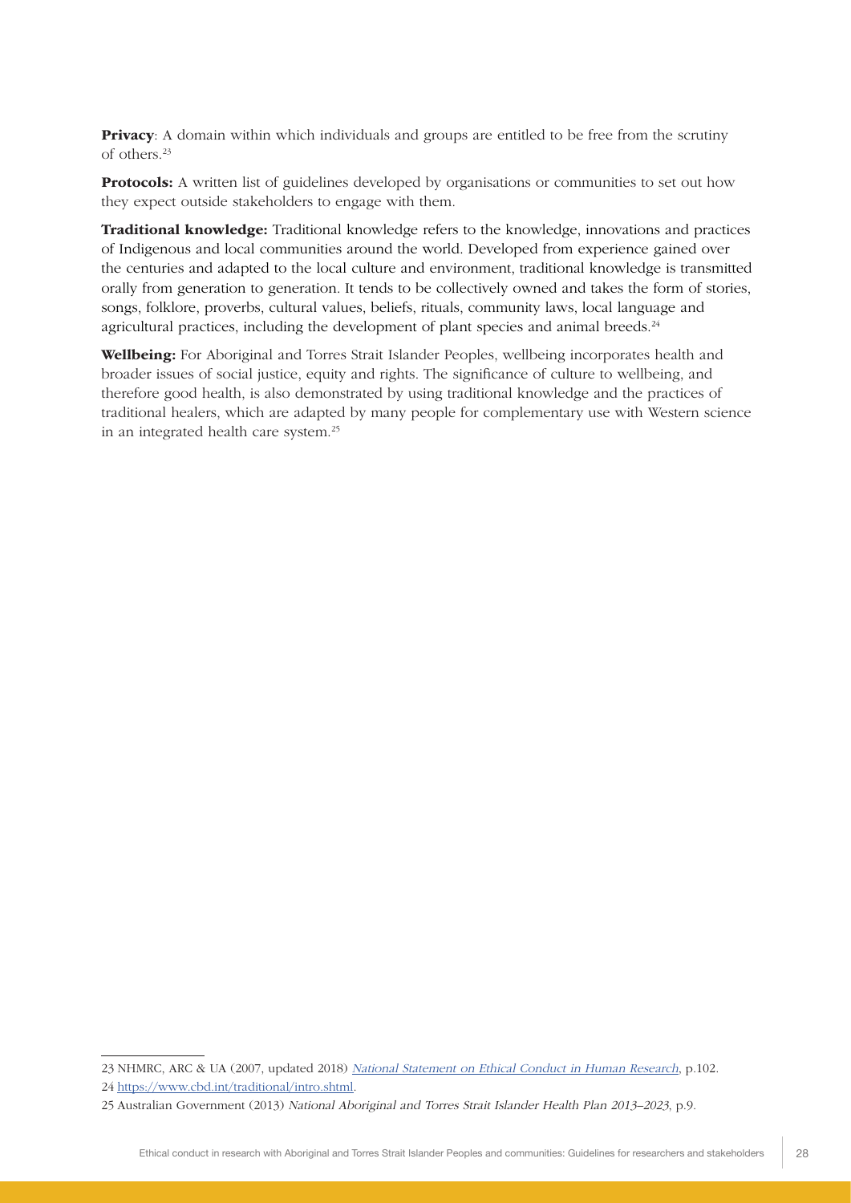**Privacy**: A domain within which individuals and groups are entitled to be free from the scrutiny of others.[23]

**Protocols:** A written list of guidelines developed by organisations or communities to set out how they expect outside stakeholders to engage with them.

**Traditional knowledge:** Traditional knowledge refers to the knowledge, innovations and practices of Indigenous and local communities around the world. Developed from experience gained over the centuries and adapted to the local culture and environment, traditional knowledge is transmitted orally from generation to generation. It tends to be collectively owned and takes the form of stories, songs, folklore, proverbs, cultural values, beliefs, rituals, community laws, local language and agricultural practices, including the development of plant species and animal breeds.[24]

**Wellbeing:** For Aboriginal and Torres Strait Islander Peoples, wellbeing incorporates health and broader issues of social justice, equity and rights. The significance of culture to wellbeing, and therefore good health, is also demonstrated by using traditional knowledge and the practices of traditional healers, which are adapted by many people for complementary use with Western science in an integrated health care system.[25]

---

23 NHMRC, ARC & UA (2007, updated 2018) *National Statement on Ethical Conduct in Human Research*, p.102.

24 https://www.cbd.int/traditional/intro.shtml.

25 Australian Government (2013) *National Aboriginal and Torres Strait Islander Health Plan 2013–2023*, p.9.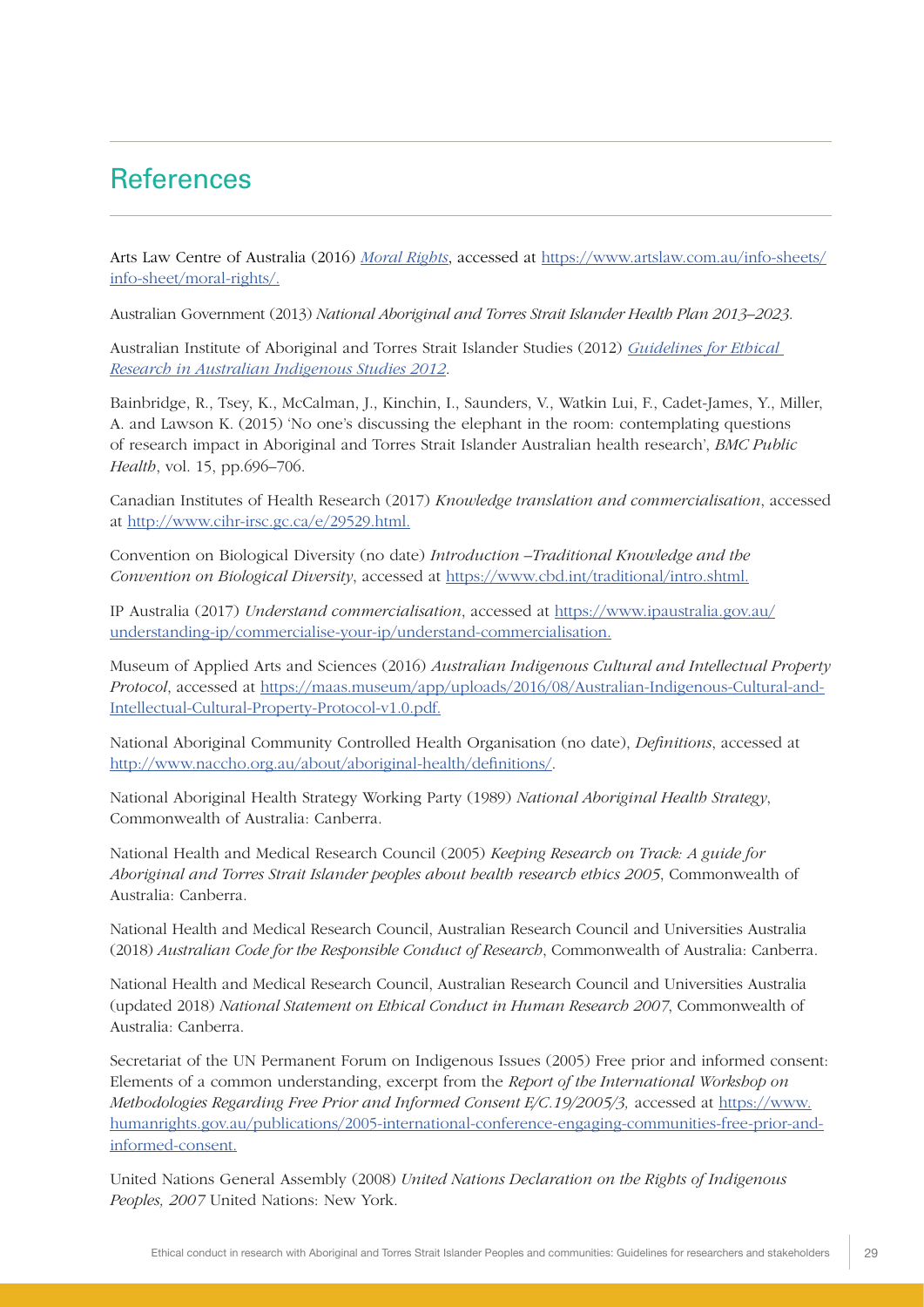# References

Arts Law Centre of Australia (2016) *Moral Rights*, accessed at https://www.artslaw.com.au/info-sheets/info-sheet/moral-rights/.

Australian Government (2013) *National Aboriginal and Torres Strait Islander Health Plan 2013–2023*.

Australian Institute of Aboriginal and Torres Strait Islander Studies (2012) *Guidelines for Ethical Research in Australian Indigenous Studies 2012*.

Bainbridge, R., Tsey, K., McCalman, J., Kinchin, I., Saunders, V., Watkin Lui, F., Cadet-James, Y., Miller, A. and Lawson K. (2015) 'No one's discussing the elephant in the room: contemplating questions of research impact in Aboriginal and Torres Strait Islander Australian health research', *BMC Public Health*, vol. 15, pp.696–706.

Canadian Institutes of Health Research (2017) *Knowledge translation and commercialisation*, accessed at http://www.cihr-irsc.gc.ca/e/29529.html.

Convention on Biological Diversity (no date) *Introduction –Traditional Knowledge and the Convention on Biological Diversity,* accessed at https://www.cbd.int/traditional/intro.shtml.

IP Australia (2017) *Understand commercialisation*, accessed at https://www.ipaustralia.gov.au/understanding-ip/commercialise-your-ip/understand-commercialisation.

Museum of Applied Arts and Sciences (2016) *Australian Indigenous Cultural and Intellectual Property Protocol*, accessed at https://maas.museum/app/uploads/2016/08/Australian-Indigenous-Cultural-and-Intellectual-Cultural-Property-Protocol-v1.0.pdf.

National Aboriginal Community Controlled Health Organisation (no date), *Definitions*, accessed at http://www.naccho.org.au/about/aboriginal-health/definitions/.

National Aboriginal Health Strategy Working Party (1989) *National Aboriginal Health Strategy*, Commonwealth of Australia: Canberra.

National Health and Medical Research Council (2005) *Keeping Research on Track: A guide for Aboriginal and Torres Strait Islander peoples about health research ethics 2005*, Commonwealth of Australia: Canberra.

National Health and Medical Research Council, Australian Research Council and Universities Australia (2018) *Australian Code for the Responsible Conduct of Research*, Commonwealth of Australia: Canberra.

National Health and Medical Research Council, Australian Research Council and Universities Australia (updated 2018) *National Statement on Ethical Conduct in Human Research 2007*, Commonwealth of Australia: Canberra.

Secretariat of the UN Permanent Forum on Indigenous Issues (2005) Free prior and informed consent: Elements of a common understanding, excerpt from the *Report of the International Workshop on Methodologies Regarding Free Prior and Informed Consent E/C.19/2005/3,* accessed at https://www.humanrights.gov.au/publications/2005-international-conference-engaging-communities-free-prior-and-informed-consent.

United Nations General Assembly (2008) *United Nations Declaration on the Rights of Indigenous Peoples, 2007* United Nations: New York.